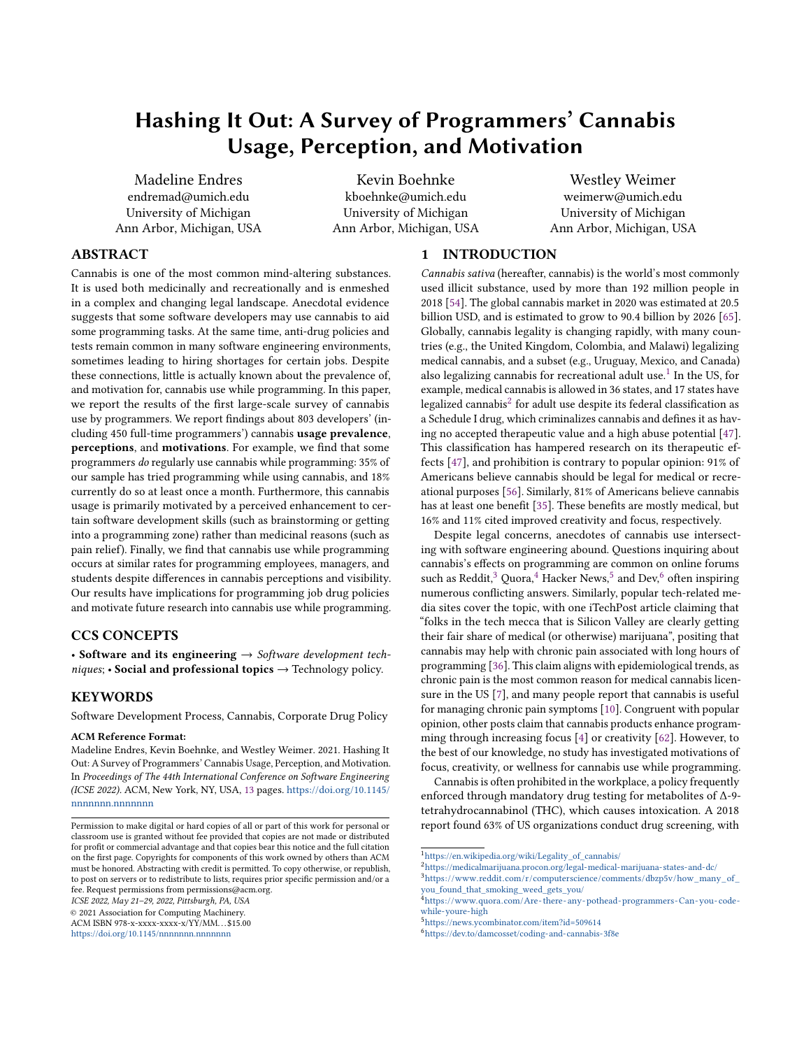# Hashing It Out: A Survey of Programmers' Cannabis Usage, Perception, and Motivation

Madeline Endres
endremad@umich.edu
University of Michigan
Ann Arbor, Michigan, USA

Kevin Boehnke
kboehnke@umich.edu
University of Michigan
Ann Arbor, Michigan, USA

Westley Weimer
weimerw@umich.edu
University of Michigan
Ann Arbor, Michigan, USA

## ABSTRACT

Cannabis is one of the most common mind-altering substances. It is used both medicinally and recreationally and is enmeshed in a complex and changing legal landscape. Anecdotal evidence suggests that some software developers may use cannabis to aid some programming tasks. At the same time, anti-drug policies and tests remain common in many software engineering environments, sometimes leading to hiring shortages for certain jobs. Despite these connections, little is actually known about the prevalence of, and motivation for, cannabis use while programming. In this paper, we report the results of the first large-scale survey of cannabis use by programmers. We report findings about 803 developers' (including 450 full-time programmers') cannabis **usage prevalence**, **perceptions**, and **motivations**. For example, we find that some programmers *do* regularly use cannabis while programming: 35% of our sample has tried programming while using cannabis, and 18% currently do so at least once a month. Furthermore, this cannabis usage is primarily motivated by a perceived enhancement to certain software development skills (such as brainstorming or getting into a programming zone) rather than medicinal reasons (such as pain relief). Finally, we find that cannabis use while programming occurs at similar rates for programming employees, managers, and students despite differences in cannabis perceptions and visibility. Our results have implications for programming job drug policies and motivate future research into cannabis use while programming.

## CCS CONCEPTS

• **Software and its engineering** → *Software development techniques*; • **Social and professional topics** → Technology policy.

## KEYWORDS

Software Development Process, Cannabis, Corporate Drug Policy

**ACM Reference Format:**
Madeline Endres, Kevin Boehnke, and Westley Weimer. 2021. Hashing It Out: A Survey of Programmers' Cannabis Usage, Perception, and Motivation. In *Proceedings of The 44th International Conference on Software Engineering (ICSE 2022)*. ACM, New York, NY, USA, 13 pages. https://doi.org/10.1145/nnnnnnn.nnnnnnn

Permission to make digital or hard copies of all or part of this work for personal or classroom use is granted without fee provided that copies are not made or distributed for profit or commercial advantage and that copies bear this notice and the full citation on the first page. Copyrights for components of this work owned by others than ACM must be honored. Abstracting with credit is permitted. To copy otherwise, or republish, to post on servers or to redistribute to lists, requires prior specific permission and/or a fee. Request permissions from permissions@acm.org.
*ICSE 2022, May 21–29, 2022, Pittsburgh, PA, USA*
© 2021 Association for Computing Machinery.
ACM ISBN 978-x-xxxx-xxxx-x/YY/MM...$15.00
https://doi.org/10.1145/nnnnnnn.nnnnnnn

## 1 INTRODUCTION

*Cannabis sativa* (hereafter, cannabis) is the world's most commonly used illicit substance, used by more than 192 million people in 2018 [54]. The global cannabis market in 2020 was estimated at 20.5 billion USD, and is estimated to grow to 90.4 billion by 2026 [65]. Globally, cannabis legality is changing rapidly, with many countries (e.g., the United Kingdom, Colombia, and Malawi) legalizing medical cannabis, and a subset (e.g., Uruguay, Mexico, and Canada) also legalizing cannabis for recreational adult use.[1] In the US, for example, medical cannabis is allowed in 36 states, and 17 states have legalized cannabis[2] for adult use despite its federal classification as a Schedule I drug, which criminalizes cannabis and defines it as having no accepted therapeutic value and a high abuse potential [47]. This classification has hampered research on its therapeutic effects [47], and prohibition is contrary to popular opinion: 91% of Americans believe cannabis should be legal for medical or recreational purposes [56]. Similarly, 81% of Americans believe cannabis has at least one benefit [35]. These benefits are mostly medical, but 16% and 11% cited improved creativity and focus, respectively.

Despite legal concerns, anecdotes of cannabis use intersecting with software engineering abound. Questions inquiring about cannabis's effects on programming are common on online forums such as Reddit,[3] Quora,[4] Hacker News,[5] and Dev,[6] often inspiring numerous conflicting answers. Similarly, popular tech-related media sites cover the topic, with one iTechPost article claiming that "folks in the tech mecca that is Silicon Valley are clearly getting their fair share of medical (or otherwise) marijuana", positing that cannabis may help with chronic pain associated with long hours of programming [36]. This claim aligns with epidemiological trends, as chronic pain is the most common reason for medical cannabis licensure in the US [7], and many people report that cannabis is useful for managing chronic pain symptoms [10]. Congruent with popular opinion, other posts claim that cannabis products enhance programming through increasing focus [4] or creativity [62]. However, to the best of our knowledge, no study has investigated motivations of focus, creativity, or wellness for cannabis use while programming.

Cannabis is often prohibited in the workplace, a policy frequently enforced through mandatory drug testing for metabolites of Δ-9-tetrahydrocannabinol (THC), which causes intoxication. A 2018 report found 63% of US organizations conduct drug screening, with

[1] https://en.wikipedia.org/wiki/Legality_of_cannabis/
[2] https://medicalmarijuana.procon.org/legal-medical-marijuana-states-and-dc/
[3] https://www.reddit.com/r/computerscience/comments/dbzp5v/how_many_of_you_found_that_smoking_weed_gets_you/
[4] https://www.quora.com/Are-there-any-pothead-programmers-Can-you-code-while-youre-high
[5] https://news.ycombinator.com/item?id=509614
[6] https://dev.to/damcosset/coding-and-cannabis-3f8e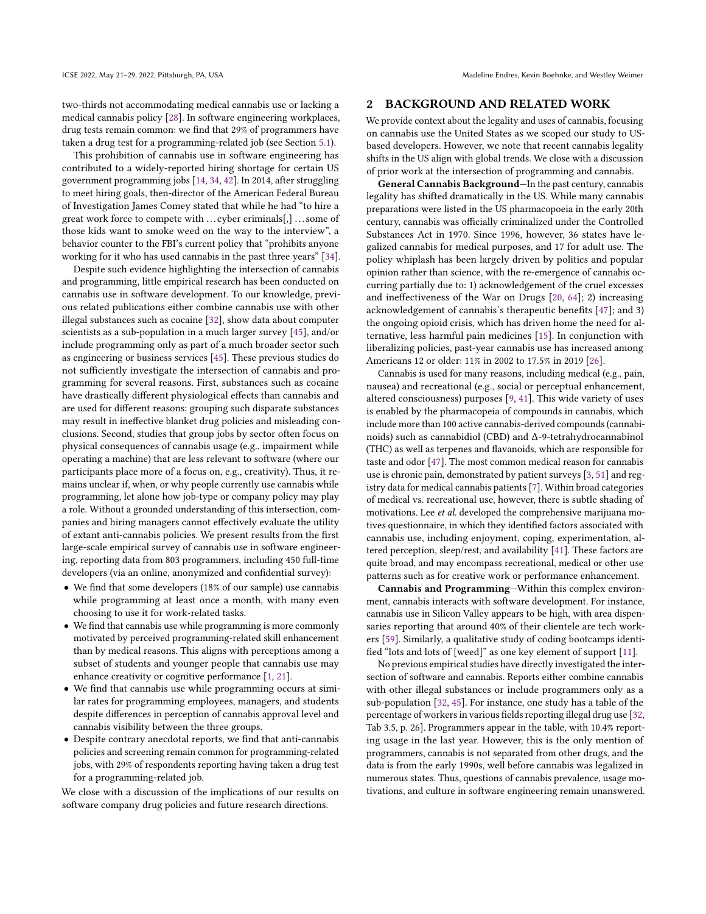two-thirds not accommodating medical cannabis use or lacking a medical cannabis policy [28]. In software engineering workplaces, drug tests remain common: we find that 29% of programmers have taken a drug test for a programming-related job (see Section 5.1).

This prohibition of cannabis use in software engineering has contributed to a widely-reported hiring shortage for certain US government programming jobs [14, 34, 42]. In 2014, after struggling to meet hiring goals, then-director of the American Federal Bureau of Investigation James Comey stated that while he had "to hire a great work force to compete with ... cyber criminals[,] ... some of those kids want to smoke weed on the way to the interview", a behavior counter to the FBI's current policy that "prohibits anyone working for it who has used cannabis in the past three years" [34].

Despite such evidence highlighting the intersection of cannabis and programming, little empirical research has been conducted on cannabis use in software development. To our knowledge, previous related publications either combine cannabis use with other illegal substances such as cocaine [32], show data about computer scientists as a sub-population in a much larger survey [45], and/or include programming only as part of a much broader sector such as engineering or business services [45]. These previous studies do not sufficiently investigate the intersection of cannabis and programming for several reasons. First, substances such as cocaine have drastically different physiological effects than cannabis and are used for different reasons: grouping such disparate substances may result in ineffective blanket drug policies and misleading conclusions. Second, studies that group jobs by sector often focus on physical consequences of cannabis usage (e.g., impairment while operating a machine) that are less relevant to software (where our participants place more of a focus on, e.g., creativity). Thus, it remains unclear if, when, or why people currently use cannabis while programming, let alone how job-type or company policy may play a role. Without a grounded understanding of this intersection, companies and hiring managers cannot effectively evaluate the utility of extant anti-cannabis policies. We present results from the first large-scale empirical survey of cannabis use in software engineering, reporting data from 803 programmers, including 450 full-time developers (via an online, anonymized and confidential survey):

- We find that some developers (18% of our sample) use cannabis while programming at least once a month, with many even choosing to use it for work-related tasks.
- We find that cannabis use while programming is more commonly motivated by perceived programming-related skill enhancement than by medical reasons. This aligns with perceptions among a subset of students and younger people that cannabis use may enhance creativity or cognitive performance [1, 21].
- We find that cannabis use while programming occurs at similar rates for programming employees, managers, and students despite differences in perception of cannabis approval level and cannabis visibility between the three groups.
- Despite contrary anecdotal reports, we find that anti-cannabis policies and screening remain common for programming-related jobs, with 29% of respondents reporting having taken a drug test for a programming-related job.

We close with a discussion of the implications of our results on software company drug policies and future research directions.

## 2 BACKGROUND AND RELATED WORK

We provide context about the legality and uses of cannabis, focusing on cannabis use the United States as we scoped our study to US-based developers. However, we note that recent cannabis legality shifts in the US align with global trends. We close with a discussion of prior work at the intersection of programming and cannabis.

**General Cannabis Background**—In the past century, cannabis legality has shifted dramatically in the US. While many cannabis preparations were listed in the US pharmacopoeia in the early 20th century, cannabis was officially criminalized under the Controlled Substances Act in 1970. Since 1996, however, 36 states have legalized cannabis for medical purposes, and 17 for adult use. The policy whiplash has been largely driven by politics and popular opinion rather than science, with the re-emergence of cannabis occurring partially due to: 1) acknowledgement of the cruel excesses and ineffectiveness of the War on Drugs [20, 64]; 2) increasing acknowledgement of cannabis's therapeutic benefits [47]; and 3) the ongoing opioid crisis, which has driven home the need for alternative, less harmful pain medicines [15]. In conjunction with liberalizing policies, past-year cannabis use has increased among Americans 12 or older: 11% in 2002 to 17.5% in 2019 [26].

Cannabis is used for many reasons, including medical (e.g., pain, nausea) and recreational (e.g., social or perceptual enhancement, altered consciousness) purposes [9, 41]. This wide variety of uses is enabled by the pharmacopeia of compounds in cannabis, which include more than 100 active cannabis-derived compounds (cannabinoids) such as cannabidiol (CBD) and Δ-9-tetrahydrocannabinol (THC) as well as terpenes and flavanoids, which are responsible for taste and odor [47]. The most common medical reason for cannabis use is chronic pain, demonstrated by patient surveys [3, 51] and registry data for medical cannabis patients [7]. Within broad categories of medical vs. recreational use, however, there is subtle shading of motivations. Lee *et al.* developed the comprehensive marijuana motives questionnaire, in which they identified factors associated with cannabis use, including enjoyment, coping, experimentation, altered perception, sleep/rest, and availability [41]. These factors are quite broad, and may encompass recreational, medical or other use patterns such as for creative work or performance enhancement.

**Cannabis and Programming**—Within this complex environment, cannabis interacts with software development. For instance, cannabis use in Silicon Valley appears to be high, with area dispensaries reporting that around 40% of their clientele are tech workers [59]. Similarly, a qualitative study of coding bootcamps identified "lots and lots of [weed]" as one key element of support [11].

No previous empirical studies have directly investigated the intersection of software and cannabis. Reports either combine cannabis with other illegal substances or include programmers only as a sub-population [32, 45]. For instance, one study has a table of the percentage of workers in various fields reporting illegal drug use [32, Tab 3.5, p. 26]. Programmers appear in the table, with 10.4% reporting usage in the last year. However, this is the only mention of programmers, cannabis is not separated from other drugs, and the data is from the early 1990s, well before cannabis was legalized in numerous states. Thus, questions of cannabis prevalence, usage motivations, and culture in software engineering remain unanswered.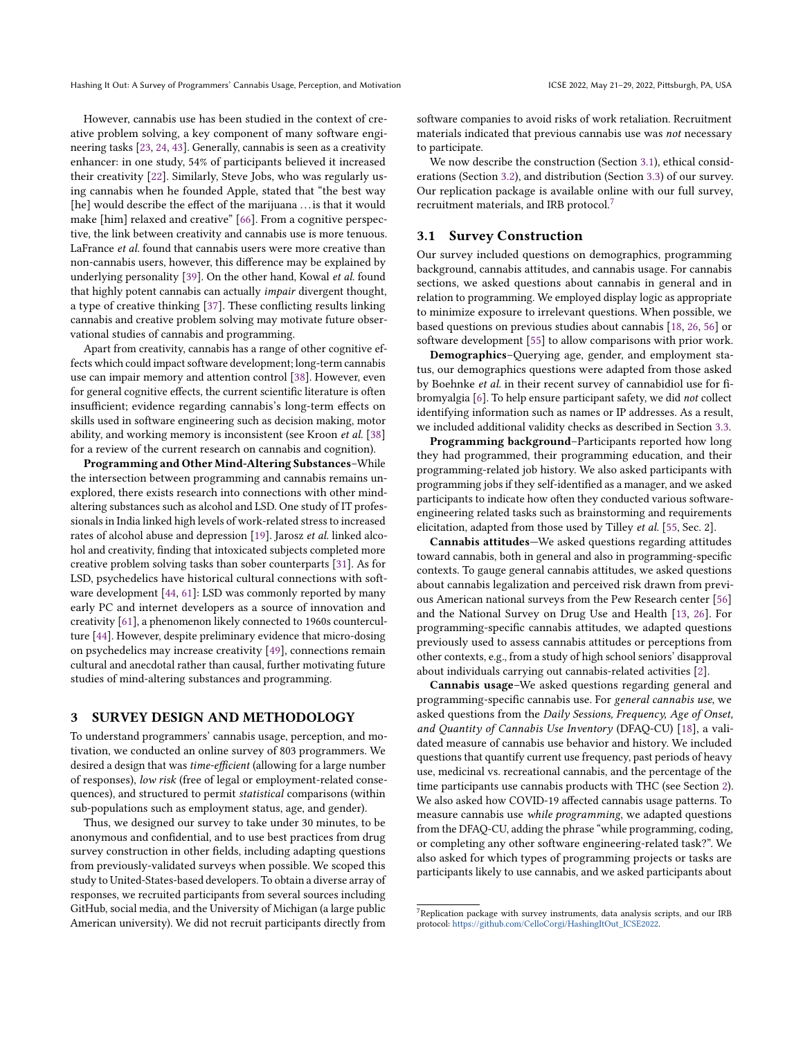However, cannabis use has been studied in the context of creative problem solving, a key component of many software engineering tasks [23, 24, 43]. Generally, cannabis is seen as a creativity enhancer: in one study, 54% of participants believed it increased their creativity [22]. Similarly, Steve Jobs, who was regularly using cannabis when he founded Apple, stated that "the best way [he] would describe the effect of the marijuana . . . is that it would make [him] relaxed and creative" [66]. From a cognitive perspective, the link between creativity and cannabis use is more tenuous. LaFrance *et al.* found that cannabis users were more creative than non-cannabis users, however, this difference may be explained by underlying personality [39]. On the other hand, Kowal *et al.* found that highly potent cannabis can actually *impair* divergent thought, a type of creative thinking [37]. These conflicting results linking cannabis and creative problem solving may motivate future observational studies of cannabis and programming.

Apart from creativity, cannabis has a range of other cognitive effects which could impact software development; long-term cannabis use can impair memory and attention control [38]. However, even for general cognitive effects, the current scientific literature is often insufficient; evidence regarding cannabis's long-term effects on skills used in software engineering such as decision making, motor ability, and working memory is inconsistent (see Kroon *et al.* [38] for a review of the current research on cannabis and cognition).

**Programming and Other Mind-Altering Substances**–While the intersection between programming and cannabis remains unexplored, there exists research into connections with other mind-altering substances such as alcohol and LSD. One study of IT professionals in India linked high levels of work-related stress to increased rates of alcohol abuse and depression [19]. Jarosz *et al.* linked alcohol and creativity, finding that intoxicated subjects completed more creative problem solving tasks than sober counterparts [31]. As for LSD, psychedelics have historical cultural connections with software development [44, 61]: LSD was commonly reported by many early PC and internet developers as a source of innovation and creativity [61], a phenomenon likely connected to 1960s counterculture [44]. However, despite preliminary evidence that micro-dosing on psychedelics may increase creativity [49], connections remain cultural and anecdotal rather than causal, further motivating future studies of mind-altering substances and programming.

## 3 SURVEY DESIGN AND METHODOLOGY

To understand programmers' cannabis usage, perception, and motivation, we conducted an online survey of 803 programmers. We desired a design that was *time-efficient* (allowing for a large number of responses), *low risk* (free of legal or employment-related consequences), and structured to permit *statistical* comparisons (within sub-populations such as employment status, age, and gender).

Thus, we designed our survey to take under 30 minutes, to be anonymous and confidential, and to use best practices from drug survey construction in other fields, including adapting questions from previously-validated surveys when possible. We scoped this study to United-States-based developers. To obtain a diverse array of responses, we recruited participants from several sources including GitHub, social media, and the University of Michigan (a large public American university). We did not recruit participants directly from software companies to avoid risks of work retaliation. Recruitment materials indicated that previous cannabis use was *not* necessary to participate.

We now describe the construction (Section 3.1), ethical considerations (Section 3.2), and distribution (Section 3.3) of our survey. Our replication package is available online with our full survey, recruitment materials, and IRB protocol.[7]

### 3.1 Survey Construction

Our survey included questions on demographics, programming background, cannabis attitudes, and cannabis usage. For cannabis sections, we asked questions about cannabis in general and in relation to programming. We employed display logic as appropriate to minimize exposure to irrelevant questions. When possible, we based questions on previous studies about cannabis [18, 26, 56] or software development [55] to allow comparisons with prior work.

**Demographics**–Querying age, gender, and employment status, our demographics questions were adapted from those asked by Boehnke *et al.* in their recent survey of cannabidiol use for fibromyalgia [6]. To help ensure participant safety, we did *not* collect identifying information such as names or IP addresses. As a result, we included additional validity checks as described in Section 3.3.

**Programming background**–Participants reported how long they had programmed, their programming education, and their programming-related job history. We also asked participants with programming jobs if they self-identified as a manager, and we asked participants to indicate how often they conducted various software-engineering related tasks such as brainstorming and requirements elicitation, adapted from those used by Tilley *et al.* [55, Sec. 2].

**Cannabis attitudes**—We asked questions regarding attitudes toward cannabis, both in general and also in programming-specific contexts. To gauge general cannabis attitudes, we asked questions about cannabis legalization and perceived risk drawn from previous American national surveys from the Pew Research center [56] and the National Survey on Drug Use and Health [13, 26]. For programming-specific cannabis attitudes, we adapted questions previously used to assess cannabis attitudes or perceptions from other contexts, e.g., from a study of high school seniors' disapproval about individuals carrying out cannabis-related activities [2].

**Cannabis usage**–We asked questions regarding general and programming-specific cannabis use. For *general cannabis use*, we asked questions from the *Daily Sessions, Frequency, Age of Onset, and Quantity of Cannabis Use Inventory* (DFAQ-CU) [18], a validated measure of cannabis use behavior and history. We included questions that quantify current use frequency, past periods of heavy use, medicinal vs. recreational cannabis, and the percentage of the time participants use cannabis products with THC (see Section 2). We also asked how COVID-19 affected cannabis usage patterns. To measure cannabis use *while programming*, we adapted questions from the DFAQ-CU, adding the phrase "while programming, coding, or completing any other software engineering-related task?". We also asked for which types of programming projects or tasks are participants likely to use cannabis, and we asked participants about

[7] Replication package with survey instruments, data analysis scripts, and our IRB protocol: https://github.com/CelloCorgi/HashingItOut_ICSE2022.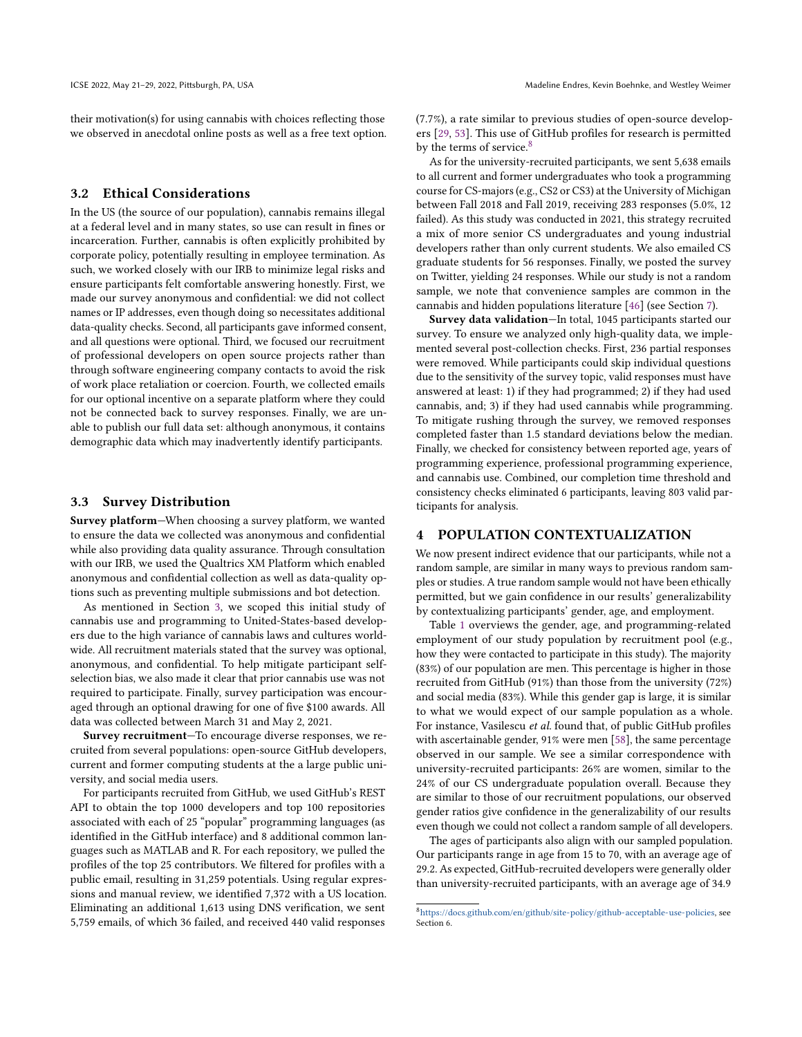their motivation(s) for using cannabis with choices reflecting those we observed in anecdotal online posts as well as a free text option.

### 3.2 Ethical Considerations

In the US (the source of our population), cannabis remains illegal at a federal level and in many states, so use can result in fines or incarceration. Further, cannabis is often explicitly prohibited by corporate policy, potentially resulting in employee termination. As such, we worked closely with our IRB to minimize legal risks and ensure participants felt comfortable answering honestly. First, we made our survey anonymous and confidential: we did not collect names or IP addresses, even though doing so necessitates additional data-quality checks. Second, all participants gave informed consent, and all questions were optional. Third, we focused our recruitment of professional developers on open source projects rather than through software engineering company contacts to avoid the risk of work place retaliation or coercion. Fourth, we collected emails for our optional incentive on a separate platform where they could not be connected back to survey responses. Finally, we are unable to publish our full data set: although anonymous, it contains demographic data which may inadvertently identify participants.

### 3.3 Survey Distribution

**Survey platform**—When choosing a survey platform, we wanted to ensure the data we collected was anonymous and confidential while also providing data quality assurance. Through consultation with our IRB, we used the Qualtrics XM Platform which enabled anonymous and confidential collection as well as data-quality options such as preventing multiple submissions and bot detection.

As mentioned in Section 3, we scoped this initial study of cannabis use and programming to United-States-based developers due to the high variance of cannabis laws and cultures worldwide. All recruitment materials stated that the survey was optional, anonymous, and confidential. To help mitigate participant self-selection bias, we also made it clear that prior cannabis use was not required to participate. Finally, survey participation was encouraged through an optional drawing for one of five $100 awards. All data was collected between March 31 and May 2, 2021.

**Survey recruitment**—To encourage diverse responses, we recruited from several populations: open-source GitHub developers, current and former computing students at the a large public university, and social media users.

For participants recruited from GitHub, we used GitHub's REST API to obtain the top 1000 developers and top 100 repositories associated with each of 25 "popular" programming languages (as identified in the GitHub interface) and 8 additional common languages such as MATLAB and R. For each repository, we pulled the profiles of the top 25 contributors. We filtered for profiles with a public email, resulting in 31,259 potentials. Using regular expressions and manual review, we identified 7,372 with a US location. Eliminating an additional 1,613 using DNS verification, we sent 5,759 emails, of which 36 failed, and received 440 valid responses (7.7%), a rate similar to previous studies of open-source developers [29, 53]. This use of GitHub profiles for research is permitted by the terms of service.[8]

As for the university-recruited participants, we sent 5,638 emails to all current and former undergraduates who took a programming course for CS-majors (e.g., CS2 or CS3) at the University of Michigan between Fall 2018 and Fall 2019, receiving 283 responses (5.0%, 12 failed). As this study was conducted in 2021, this strategy recruited a mix of more senior CS undergraduates and young industrial developers rather than only current students. We also emailed CS graduate students for 56 responses. Finally, we posted the survey on Twitter, yielding 24 responses. While our study is not a random sample, we note that convenience samples are common in the cannabis and hidden populations literature [46] (see Section 7).

**Survey data validation**—In total, 1045 participants started our survey. To ensure we analyzed only high-quality data, we implemented several post-collection checks. First, 236 partial responses were removed. While participants could skip individual questions due to the sensitivity of the survey topic, valid responses must have answered at least: 1) if they had programmed; 2) if they had used cannabis, and; 3) if they had used cannabis while programming. To mitigate rushing through the survey, we removed responses completed faster than 1.5 standard deviations below the median. Finally, we checked for consistency between reported age, years of programming experience, professional programming experience, and cannabis use. Combined, our completion time threshold and consistency checks eliminated 6 participants, leaving 803 valid participants for analysis.

## 4 POPULATION CONTEXTUALIZATION

We now present indirect evidence that our participants, while not a random sample, are similar in many ways to previous random samples or studies. A true random sample would not have been ethically permitted, but we gain confidence in our results' generalizability by contextualizing participants' gender, age, and employment.

Table 1 overviews the gender, age, and programming-related employment of our study population by recruitment pool (e.g., how they were contacted to participate in this study). The majority (83%) of our population are men. This percentage is higher in those recruited from GitHub (91%) than those from the university (72%) and social media (83%). While this gender gap is large, it is similar to what we would expect of our sample population as a whole. For instance, Vasilescu *et al.* found that, of public GitHub profiles with ascertainable gender, 91% were men [58], the same percentage observed in our sample. We see a similar correspondence with university-recruited participants: 26% are women, similar to the 24% of our CS undergraduate population overall. Because they are similar to those of our recruitment populations, our observed gender ratios give confidence in the generalizability of our results even though we could not collect a random sample of all developers.

The ages of participants also align with our sampled population. Our participants range in age from 15 to 70, with an average age of 29.2. As expected, GitHub-recruited developers were generally older than university-recruited participants, with an average age of 34.9

[8] https://docs.github.com/en/github/site-policy/github-acceptable-use-policies, see Section 6.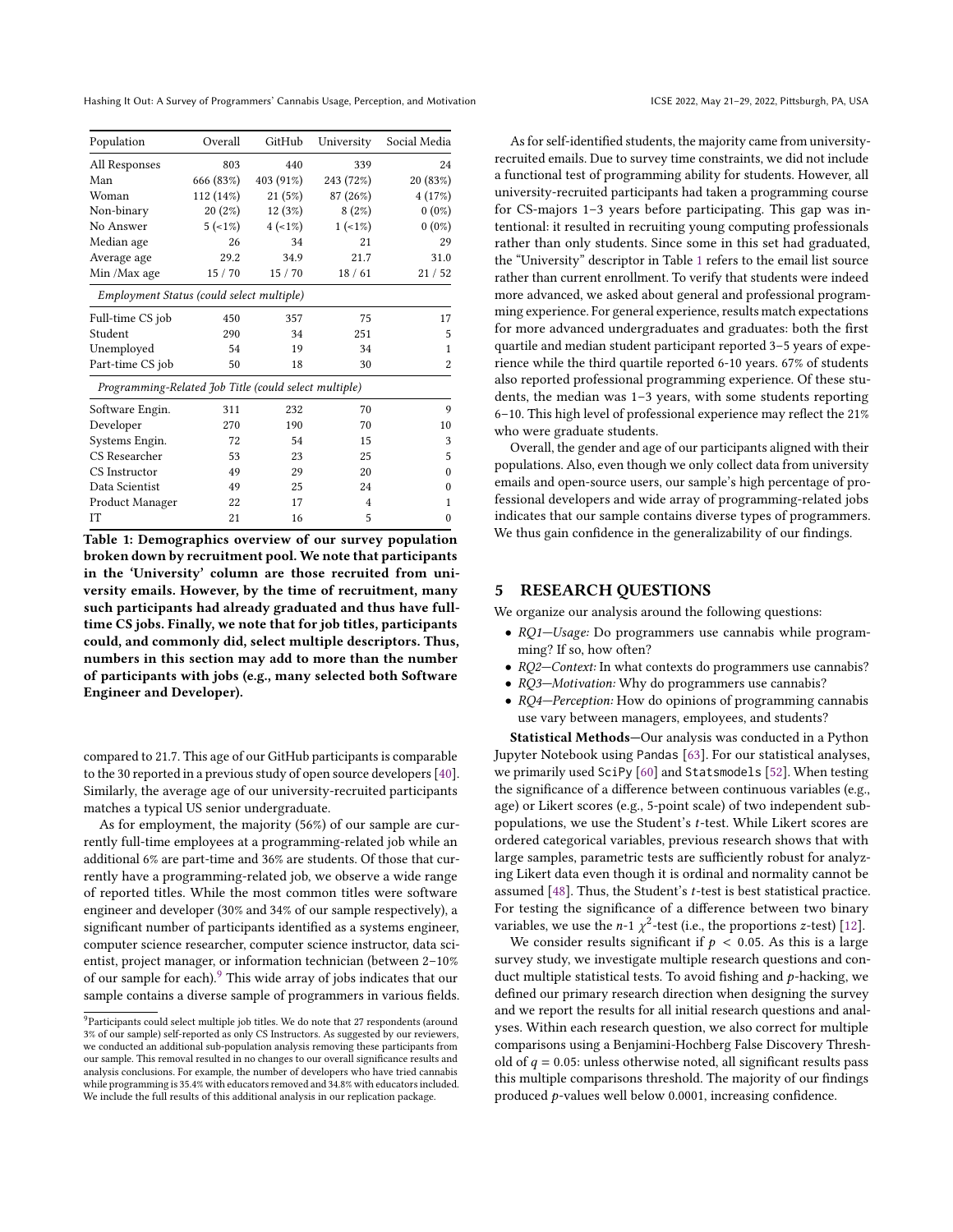| Population | Overall | GitHub | University | Social Media |
|---|---|---|---|---|
| All Responses | 803 | 440 | 339 | 24 |
| Man | 666 (83%) | 403 (91%) | 243 (72%) | 20 (83%) |
| Woman | 112 (14%) | 21 (5%) | 87 (26%) | 4 (17%) |
| Non-binary | 20 (2%) | 12 (3%) | 8 (2%) | 0 (0%) |
| No Answer | 5 (<1%) | 4 (<1%) | 1 (<1%) | 0 (0%) |
| Median age | 26 | 34 | 21 | 29 |
| Average age | 29.2 | 34.9 | 21.7 | 31.0 |
| Min /Max age | 15 / 70 | 15 / 70 | 18 / 61 | 21 / 52 |
| *Employment Status (could select multiple)* | | | | |
| Full-time CS job | 450 | 357 | 75 | 17 |
| Student | 290 | 34 | 251 | 5 |
| Unemployed | 54 | 19 | 34 | 1 |
| Part-time CS job | 50 | 18 | 30 | 2 |
| *Programming-Related Job Title (could select multiple)* | | | | |
| Software Engin. | 311 | 232 | 70 | 9 |
| Developer | 270 | 190 | 70 | 10 |
| Systems Engin. | 72 | 54 | 15 | 3 |
| CS Researcher | 53 | 23 | 25 | 5 |
| CS Instructor | 49 | 29 | 20 | 0 |
| Data Scientist | 49 | 25 | 24 | 0 |
| Product Manager | 22 | 17 | 4 | 1 |
| IT | 21 | 16 | 5 | 0 |

**Table 1: Demographics overview of our survey population broken down by recruitment pool. We note that participants in the 'University' column are those recruited from university emails. However, by the time of recruitment, many such participants had already graduated and thus have full-time CS jobs. Finally, we note that for job titles, participants could, and commonly did, select multiple descriptors. Thus, numbers in this section may add to more than the number of participants with jobs (e.g., many selected both Software Engineer and Developer).**

compared to 21.7. This age of our GitHub participants is comparable to the 30 reported in a previous study of open source developers [40]. Similarly, the average age of our university-recruited participants matches a typical US senior undergraduate.

As for employment, the majority (56%) of our sample are currently full-time employees at a programming-related job while an additional 6% are part-time and 36% are students. Of those that currently have a programming-related job, we observe a wide range of reported titles. While the most common titles were software engineer and developer (30% and 34% of our sample respectively), a significant number of participants identified as a systems engineer, computer science researcher, computer science instructor, data scientist, project manager, or information technician (between 2–10% of our sample for each).[9] This wide array of jobs indicates that our sample contains a diverse sample of programmers in various fields.

As for self-identified students, the majority came from university-recruited emails. Due to survey time constraints, we did not include a functional test of programming ability for students. However, all university-recruited participants had taken a programming course for CS-majors 1–3 years before participating. This gap was intentional: it resulted in recruiting young computing professionals rather than only students. Since some in this set had graduated, the "University" descriptor in Table 1 refers to the email list source rather than current enrollment. To verify that students were indeed more advanced, we asked about general and professional programming experience. For general experience, results match expectations for more advanced undergraduates and graduates: both the first quartile and median student participant reported 3–5 years of experience while the third quartile reported 6-10 years. 67% of students also reported professional programming experience. Of these students, the median was 1–3 years, with some students reporting 6–10. This high level of professional experience may reflect the 21% who were graduate students.

Overall, the gender and age of our participants aligned with their populations. Also, even though we only collect data from university emails and open-source users, our sample's high percentage of professional developers and wide array of programming-related jobs indicates that our sample contains diverse types of programmers. We thus gain confidence in the generalizability of our findings.

## 5 RESEARCH QUESTIONS

We organize our analysis around the following questions:

- *RQ1—Usage:* Do programmers use cannabis while programming? If so, how often?
- *RQ2—Context:* In what contexts do programmers use cannabis?
- *RQ3—Motivation:* Why do programmers use cannabis?
- *RQ4—Perception:* How do opinions of programming cannabis use vary between managers, employees, and students?

**Statistical Methods**—Our analysis was conducted in a Python Jupyter Notebook using Pandas [63]. For our statistical analyses, we primarily used SciPy [60] and Statsmodels [52]. When testing the significance of a difference between continuous variables (e.g., age) or Likert scores (e.g., 5-point scale) of two independent sub-populations, we use the Student's $t$-test. While Likert scores are ordered categorical variables, previous research shows that with large samples, parametric tests are sufficiently robust for analyzing Likert data even though it is ordinal and normality cannot be assumed [48]. Thus, the Student's $t$-test is best statistical practice. For testing the significance of a difference between two binary variables, we use the $n$-1 $\chi^2$-test (i.e., the proportions $z$-test) [12].

We consider results significant if $p < 0.05$. As this is a large survey study, we investigate multiple research questions and conduct multiple statistical tests. To avoid fishing and $p$-hacking, we defined our primary research direction when designing the survey and we report the results for all initial research questions and analyses. Within each research question, we also correct for multiple comparisons using a Benjamini-Hochberg False Discovery Threshold of $q = 0.05$: unless otherwise noted, all significant results pass this multiple comparisons threshold. The majority of our findings produced $p$-values well below 0.0001, increasing confidence.

[9] Participants could select multiple job titles. We do note that 27 respondents (around 3% of our sample) self-reported as only CS Instructors. As suggested by our reviewers, we conducted an additional sub-population analysis removing these participants from our sample. This removal resulted in no changes to our overall significance results and analysis conclusions. For example, the number of developers who have tried cannabis while programming is 35.4% with educators removed and 34.8% with educators included. We include the full results of this additional analysis in our replication package.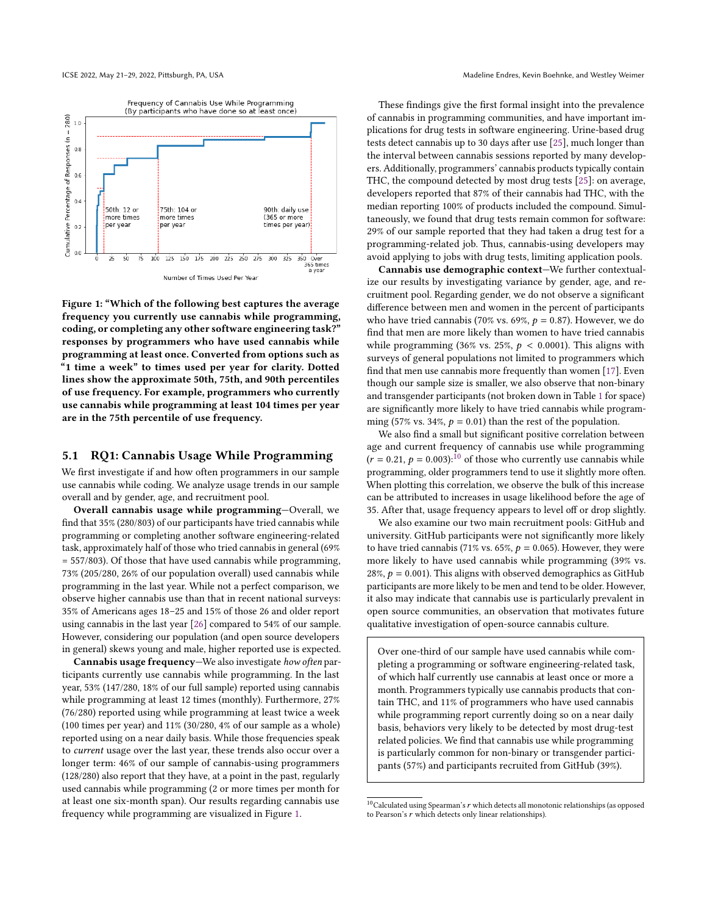Figure 1: "Which of the following best captures the average frequency you currently use cannabis while programming, coding, or completing any other software engineering task?" responses by programmers who have used cannabis while programming at least once. Converted from options such as "1 time a week" to times used per year for clarity. Dotted lines show the approximate 50th, 75th, and 90th percentiles of use frequency. For example, programmers who currently use cannabis while programming at least 104 times per year are in the 75th percentile of use frequency.

## 5.1 RQ1: Cannabis Usage While Programming

We first investigate if and how often programmers in our sample use cannabis while coding. We analyze usage trends in our sample overall and by gender, age, and recruitment pool.

**Overall cannabis usage while programming**—Overall, we find that 35% (280/803) of our participants have tried cannabis while programming or completing another software engineering-related task, approximately half of those who tried cannabis in general (69% = 557/803). Of those that have used cannabis while programming, 73% (205/280, 26% of our population overall) used cannabis while programming in the last year. While not a perfect comparison, we observe higher cannabis use than that in recent national surveys: 35% of Americans ages 18–25 and 15% of those 26 and older report using cannabis in the last year [26] compared to 54% of our sample. However, considering our population (and open source developers in general) skews young and male, higher reported use is expected.

**Cannabis usage frequency**—We also investigate *how often* participants currently use cannabis while programming. In the last year, 53% (147/280, 18% of our full sample) reported using cannabis while programming at least 12 times (monthly). Furthermore, 27% (76/280) reported using while programming at least twice a week (100 times per year) and 11% (30/280, 4% of our sample as a whole) reported using on a near daily basis. While those frequencies speak to *current* usage over the last year, these trends also occur over a longer term: 46% of our sample of cannabis-using programmers (128/280) also report that they have, at a point in the past, regularly used cannabis while programming (2 or more times per month for at least one six-month span). Our results regarding cannabis use frequency while programming are visualized in Figure 1.

These findings give the first formal insight into the prevalence of cannabis in programming communities, and have important implications for drug tests in software engineering. Urine-based drug tests detect cannabis up to 30 days after use [25], much longer than the interval between cannabis sessions reported by many developers. Additionally, programmers' cannabis products typically contain THC, the compound detected by most drug tests [25]: on average, developers reported that 87% of their cannabis had THC, with the median reporting 100% of products included the compound. Simultaneously, we found that drug tests remain common for software: 29% of our sample reported that they had taken a drug test for a programming-related job. Thus, cannabis-using developers may avoid applying to jobs with drug tests, limiting application pools.

**Cannabis use demographic context**—We further contextualize our results by investigating variance by gender, age, and recruitment pool. Regarding gender, we do not observe a significant difference between men and women in the percent of participants who have tried cannabis (70% vs. 69%, $p = 0.87$). However, we do find that men are more likely than women to have tried cannabis while programming (36% vs. 25%, $p < 0.0001$). This aligns with surveys of general populations not limited to programmers which find that men use cannabis more frequently than women [17]. Even though our sample size is smaller, we also observe that non-binary and transgender participants (not broken down in Table 1 for space) are significantly more likely to have tried cannabis while programming (57% vs. 34%, $p = 0.01$) than the rest of the population.

We also find a small but significant positive correlation between age and current frequency of cannabis use while programming ($r = 0.21$, $p = 0.003$):[10] of those who currently use cannabis while programming, older programmers tend to use it slightly more often. When plotting this correlation, we observe the bulk of this increase can be attributed to increases in usage likelihood before the age of 35. After that, usage frequency appears to level off or drop slightly.

We also examine our two main recruitment pools: GitHub and university. GitHub participants were not significantly more likely to have tried cannabis (71% vs. 65%, $p = 0.065$). However, they were more likely to have used cannabis while programming (39% vs. 28%, $p = 0.001$). This aligns with observed demographics as GitHub participants are more likely to be men and tend to be older. However, it also may indicate that cannabis use is particularly prevalent in open source communities, an observation that motivates future qualitative investigation of open-source cannabis culture.

> Over one-third of our sample have used cannabis while completing a programming or software engineering-related task, of which half currently use cannabis at least once or more a month. Programmers typically use cannabis products that contain THC, and 11% of programmers who have used cannabis while programming report currently doing so on a near daily basis, behaviors very likely to be detected by most drug-test related policies. We find that cannabis use while programming is particularly common for non-binary or transgender participants (57%) and participants recruited from GitHub (39%).

[10] Calculated using Spearman's $r$ which detects all monotonic relationships (as opposed to Pearson's $r$ which detects only linear relationships).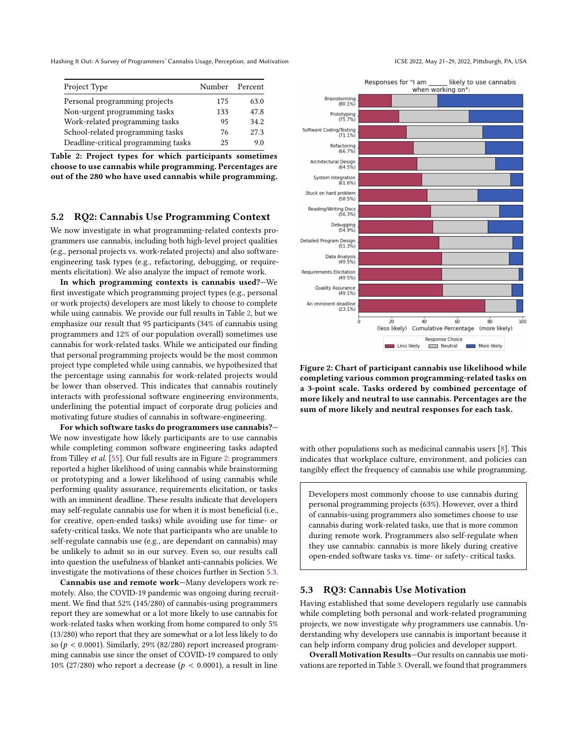| Project Type | Number | Percent |
|---|---|---|
| Personal programming projects | 175 | 63.0 |
| Non-urgent programming tasks | 133 | 47.8 |
| Work-related programming tasks | 95 | 34.2 |
| School-related programming tasks | 76 | 27.3 |
| Deadline-critical programming tasks | 25 | 9.0 |

**Table 2: Project types for which participants sometimes choose to use cannabis while programming. Percentages are out of the 280 who have used cannabis while programming.**

## 5.2 RQ2: Cannabis Use Programming Context

We now investigate in what programming-related contexts programmers use cannabis, including both high-level project qualities (e.g., personal projects vs. work-related projects) and also software-engineering task types (e.g., refactoring, debugging, or requirements elicitation). We also analyze the impact of remote work.

**In which programming contexts is cannabis used?**—We first investigate which programming project types (e.g., personal or work projects) developers are most likely to choose to complete while using cannabis. We provide our full results in Table 2, but we emphasize our result that 95 participants (34% of cannabis using programmers and 12% of our population overall) sometimes use cannabis for work-related tasks. While we anticipated our finding that personal programming projects would be the most common project type completed while using cannabis, we hypothesized that the percentage using cannabis for work-related projects would be lower than observed. This indicates that cannabis routinely interacts with professional software engineering environments, underlining the potential impact of corporate drug policies and motivating future studies of cannabis in software-engineering.

**For which software tasks do programmers use cannabis?**—We now investigate how likely participants are to use cannabis while completing common software engineering tasks adapted from Tilley *et al.* [55]. Our full results are in Figure 2: programmers reported a higher likelihood of using cannabis while brainstorming or prototyping and a lower likelihood of using cannabis while performing quality assurance, requirements elicitation, or tasks with an imminent deadline. These results indicate that developers may self-regulate cannabis use for when it is most beneficial (i.e., for creative, open-ended tasks) while avoiding use for time- or safety-critical tasks. We note that participants who are unable to self-regulate cannabis use (e.g., are dependant on cannabis) may be unlikely to admit so in our survey. Even so, our results call into question the usefulness of blanket anti-cannabis policies. We investigate the motivations of these choices further in Section 5.3.

**Cannabis use and remote work**—Many developers work remotely. Also, the COVID-19 pandemic was ongoing during recruitment. We find that 52% (145/280) of cannabis-using programmers report they are somewhat or a lot more likely to use cannabis for work-related tasks when working from home compared to only 5% (13/280) who report that they are somewhat or a lot less likely to do so ($p < 0.0001$). Similarly, 29% (82/280) report increased programming cannabis use since the onset of COVID-19 compared to only 10% (27/280) who report a decrease ($p < 0.0001$), a result in line with other populations such as medicinal cannabis users [8]. This indicates that workplace culture, environment, and policies can tangibly effect the frequency of cannabis use while programming.

**Figure 2: Chart of participant cannabis use likelihood while completing various common programming-related tasks on a 3-point scale. Tasks ordered by combined percentage of more likely and neutral to use cannabis. Percentages are the sum of more likely and neutral responses for each task.**

> Developers most commonly choose to use cannabis during personal programming projects (63%). However, over a third of cannabis-using programmers also sometimes choose to use cannabis during work-related tasks, use that is more common during remote work. Programmers also self-regulate when they use cannabis: cannabis is more likely during creative open-ended software tasks vs. time- or safety- critical tasks.

## 5.3 RQ3: Cannabis Use Motivation

Having established that some developers regularly use cannabis while completing both personal and work-related programming projects, we now investigate *why* programmers use cannabis. Understanding why developers use cannabis is important because it can help inform company drug policies and developer support.

**Overall Motivation Results**—Our results on cannabis use motivations are reported in Table 3. Overall, we found that programmers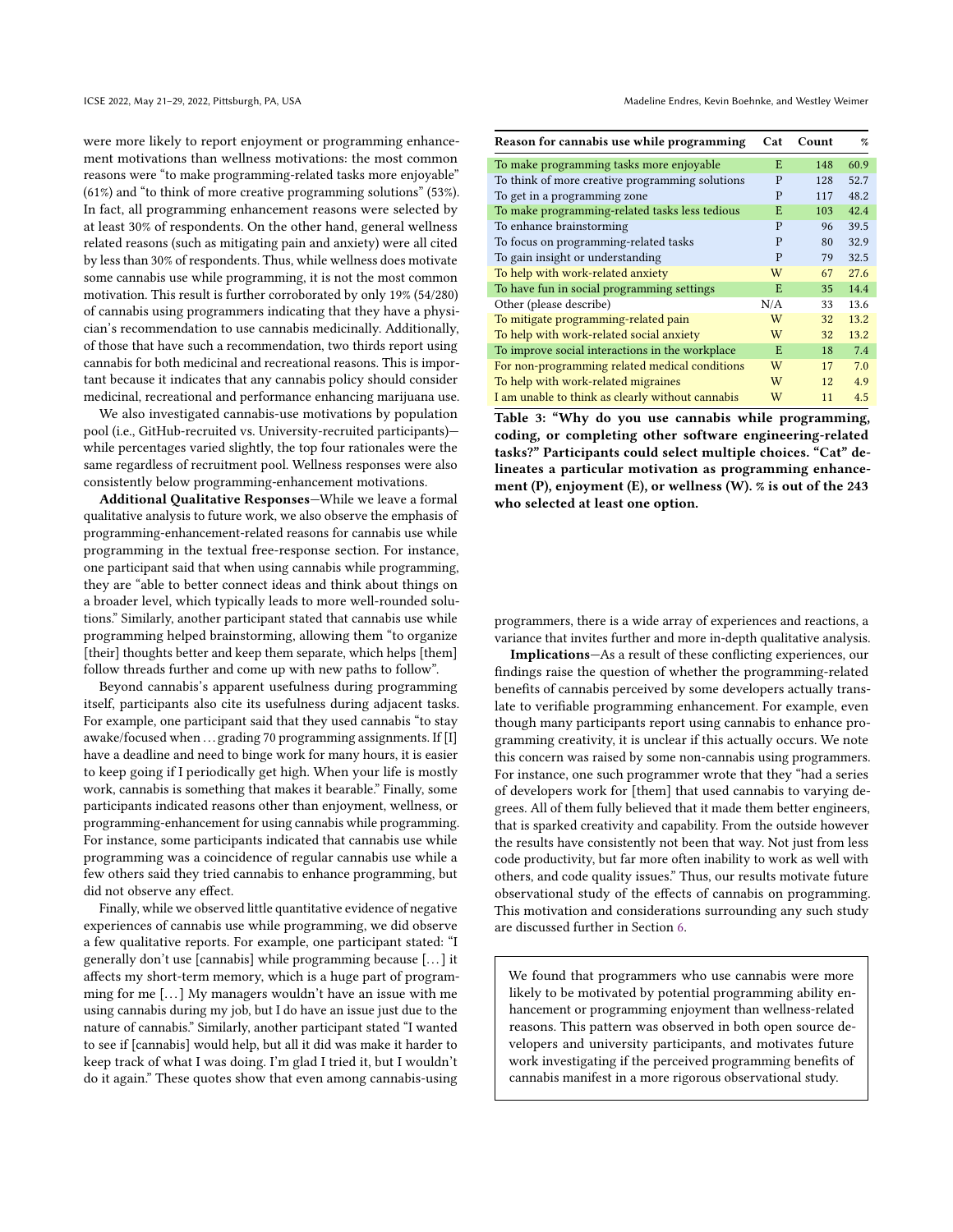were more likely to report enjoyment or programming enhancement motivations than wellness motivations: the most common reasons were "to make programming-related tasks more enjoyable" (61%) and "to think of more creative programming solutions" (53%). In fact, all programming enhancement reasons were selected by at least 30% of respondents. On the other hand, general wellness related reasons (such as mitigating pain and anxiety) were all cited by less than 30% of respondents. Thus, while wellness does motivate some cannabis use while programming, it is not the most common motivation. This result is further corroborated by only 19% (54/280) of cannabis using programmers indicating that they have a physician's recommendation to use cannabis medicinally. Additionally, of those that have such a recommendation, two thirds report using cannabis for both medicinal and recreational reasons. This is important because it indicates that any cannabis policy should consider medicinal, recreational and performance enhancing marijuana use.

We also investigated cannabis-use motivations by population pool (i.e., GitHub-recruited vs. University-recruited participants)—while percentages varied slightly, the top four rationales were the same regardless of recruitment pool. Wellness responses were also consistently below programming-enhancement motivations.

**Additional Qualitative Responses**—While we leave a formal qualitative analysis to future work, we also observe the emphasis of programming-enhancement-related reasons for cannabis use while programming in the textual free-response section. For instance, one participant said that when using cannabis while programming, they are "able to better connect ideas and think about things on a broader level, which typically leads to more well-rounded solutions." Similarly, another participant stated that cannabis use while programming helped brainstorming, allowing them "to organize [their] thoughts better and keep them separate, which helps [them] follow threads further and come up with new paths to follow".

Beyond cannabis's apparent usefulness during programming itself, participants also cite its usefulness during adjacent tasks. For example, one participant said that they used cannabis "to stay awake/focused when ... grading 70 programming assignments. If [I] have a deadline and need to binge work for many hours, it is easier to keep going if I periodically get high. When your life is mostly work, cannabis is something that makes it bearable." Finally, some participants indicated reasons other than enjoyment, wellness, or programming-enhancement for using cannabis while programming. For instance, some participants indicated that cannabis use while programming was a coincidence of regular cannabis use while a few others said they tried cannabis to enhance programming, but did not observe any effect.

Finally, while we observed little quantitative evidence of negative experiences of cannabis use while programming, we did observe a few qualitative reports. For example, one participant stated: "I generally don't use [cannabis] while programming because [...] it affects my short-term memory, which is a huge part of programming for me [...] My managers wouldn't have an issue with me using cannabis during my job, but I do have an issue just due to the nature of cannabis." Similarly, another participant stated "I wanted to see if [cannabis] would help, but all it did was make it harder to keep track of what I was doing. I'm glad I tried it, but I wouldn't do it again." These quotes show that even among cannabis-using programmers, there is a wide array of experiences and reactions, a variance that invites further and more in-depth qualitative analysis.

| Reason for cannabis use while programming | Cat | Count | % |
|---|---|---|---|
| To make programming tasks more enjoyable | E | 148 | 60.9 |
| To think of more creative programming solutions | P | 128 | 52.7 |
| To get in a programming zone | P | 117 | 48.2 |
| To make programming-related tasks less tedious | E | 103 | 42.4 |
| To enhance brainstorming | P | 96 | 39.5 |
| To focus on programming-related tasks | P | 80 | 32.9 |
| To gain insight or understanding | P | 79 | 32.5 |
| To help with work-related anxiety | W | 67 | 27.6 |
| To have fun in social programming settings | E | 35 | 14.4 |
| Other (please describe) | N/A | 33 | 13.6 |
| To mitigate programming-related pain | W | 32 | 13.2 |
| To help with work-related social anxiety | W | 32 | 13.2 |
| To improve social interactions in the workplace | E | 18 | 7.4 |
| For non-programming related medical conditions | W | 17 | 7.0 |
| To help with work-related migraines | W | 12 | 4.9 |
| I am unable to think as clearly without cannabis | W | 11 | 4.5 |

**Table 3: "Why do you use cannabis while programming, coding, or completing other software engineering-related tasks?" Participants could select multiple choices. "Cat" delineates a particular motivation as programming enhancement (P), enjoyment (E), or wellness (W). % is out of the 243 who selected at least one option.**

**Implications**—As a result of these conflicting experiences, our findings raise the question of whether the programming-related benefits of cannabis perceived by some developers actually translate to verifiable programming enhancement. For example, even though many participants report using cannabis to enhance programming creativity, it is unclear if this actually occurs. We note this concern was raised by some non-cannabis using programmers. For instance, one such programmer wrote that they "had a series of developers work for [them] that used cannabis to varying degrees. All of them fully believed that it made them better engineers, that is sparked creativity and capability. From the outside however the results have consistently not been that way. Not just from less code productivity, but far more often inability to work as well with others, and code quality issues." Thus, our results motivate future observational study of the effects of cannabis on programming. This motivation and considerations surrounding any such study are discussed further in Section 6.

> We found that programmers who use cannabis were more likely to be motivated by potential programming ability enhancement or programming enjoyment than wellness-related reasons. This pattern was observed in both open source developers and university participants, and motivates future work investigating if the perceived programming benefits of cannabis manifest in a more rigorous observational study.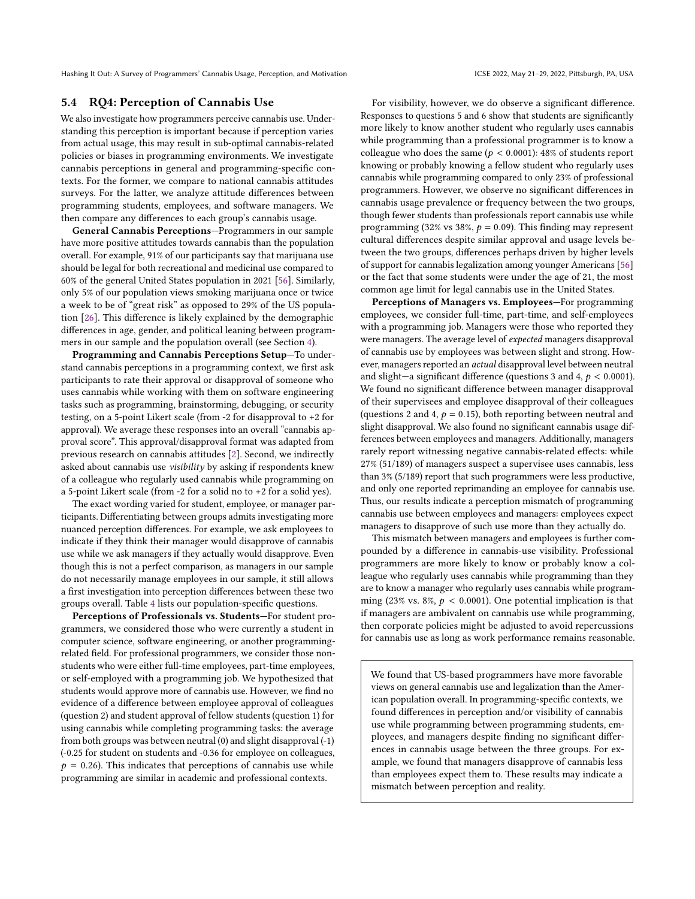### 5.4 RQ4: Perception of Cannabis Use

We also investigate how programmers perceive cannabis use. Understanding this perception is important because if perception varies from actual usage, this may result in sub-optimal cannabis-related policies or biases in programming environments. We investigate cannabis perceptions in general and programming-specific contexts. For the former, we compare to national cannabis attitudes surveys. For the latter, we analyze attitude differences between programming students, employees, and software managers. We then compare any differences to each group's cannabis usage.

**General Cannabis Perceptions**—Programmers in our sample have more positive attitudes towards cannabis than the population overall. For example, 91% of our participants say that marijuana use should be legal for both recreational and medicinal use compared to 60% of the general United States population in 2021 [56]. Similarly, only 5% of our population views smoking marijuana once or twice a week to be of "great risk" as opposed to 29% of the US population [26]. This difference is likely explained by the demographic differences in age, gender, and political leaning between programmers in our sample and the population overall (see Section 4).

**Programming and Cannabis Perceptions Setup**—To understand cannabis perceptions in a programming context, we first ask participants to rate their approval or disapproval of someone who uses cannabis while working with them on software engineering tasks such as programming, brainstorming, debugging, or security testing, on a 5-point Likert scale (from -2 for disapproval to +2 for approval). We average these responses into an overall "cannabis approval score". This approval/disapproval format was adapted from previous research on cannabis attitudes [2]. Second, we indirectly asked about cannabis use *visibility* by asking if respondents knew of a colleague who regularly used cannabis while programming on a 5-point Likert scale (from -2 for a solid no to +2 for a solid yes).

The exact wording varied for student, employee, or manager participants. Differentiating between groups admits investigating more nuanced perception differences. For example, we ask employees to indicate if they think their manager would disapprove of cannabis use while we ask managers if they actually would disapprove. Even though this is not a perfect comparison, as managers in our sample do not necessarily manage employees in our sample, it still allows a first investigation into perception differences between these two groups overall. Table 4 lists our population-specific questions.

**Perceptions of Professionals vs. Students**—For student programmers, we considered those who were currently a student in computer science, software engineering, or another programming-related field. For professional programmers, we consider those non-students who were either full-time employees, part-time employees, or self-employed with a programming job. We hypothesized that students would approve more of cannabis use. However, we find no evidence of a difference between employee approval of colleagues (question 2) and student approval of fellow students (question 1) for using cannabis while completing programming tasks: the average from both groups was between neutral (0) and slight disapproval (-1) (-0.25 for student on students and -0.36 for employee on colleagues, $p = 0.26$). This indicates that perceptions of cannabis use while programming are similar in academic and professional contexts.

For visibility, however, we do observe a significant difference. Responses to questions 5 and 6 show that students are significantly more likely to know another student who regularly uses cannabis while programming than a professional programmer is to know a colleague who does the same ($p < 0.0001$): 48% of students report knowing or probably knowing a fellow student who regularly uses cannabis while programming compared to only 23% of professional programmers. However, we observe no significant differences in cannabis usage prevalence or frequency between the two groups, though fewer students than professionals report cannabis use while programming (32% vs 38%, $p = 0.09$). This finding may represent cultural differences despite similar approval and usage levels between the two groups, differences perhaps driven by higher levels of support for cannabis legalization among younger Americans [56] or the fact that some students were under the age of 21, the most common age limit for legal cannabis use in the United States.

**Perceptions of Managers vs. Employees**—For programming employees, we consider full-time, part-time, and self-employees with a programming job. Managers were those who reported they were managers. The average level of *expected* managers disapproval of cannabis use by employees was between slight and strong. However, managers reported an *actual* disapproval level between neutral and slight—a significant difference (questions 3 and 4, $p < 0.0001$). We found no significant difference between manager disapproval of their supervisees and employee disapproval of their colleagues (questions 2 and 4, $p = 0.15$), both reporting between neutral and slight disapproval. We also found no significant cannabis usage differences between employees and managers. Additionally, managers rarely report witnessing negative cannabis-related effects: while 27% (51/189) of managers suspect a supervisee uses cannabis, less than 3% (5/189) report that such programmers were less productive, and only one reported reprimanding an employee for cannabis use. Thus, our results indicate a perception mismatch of programming cannabis use between employees and managers: employees expect managers to disapprove of such use more than they actually do.

This mismatch between managers and employees is further compounded by a difference in cannabis-use visibility. Professional programmers are more likely to know or probably know a colleague who regularly uses cannabis while programming than they are to know a manager who regularly uses cannabis while programming (23% vs. 8%, $p < 0.0001$). One potential implication is that if managers are ambivalent on cannabis use while programming, then corporate policies might be adjusted to avoid repercussions for cannabis use as long as work performance remains reasonable.

> We found that US-based programmers have more favorable views on general cannabis use and legalization than the American population overall. In programming-specific contexts, we found differences in perception and/or visibility of cannabis use while programming between programming students, employees, and managers despite finding no significant differences in cannabis usage between the three groups. For example, we found that managers disapprove of cannabis less than employees expect them to. These results may indicate a mismatch between perception and reality.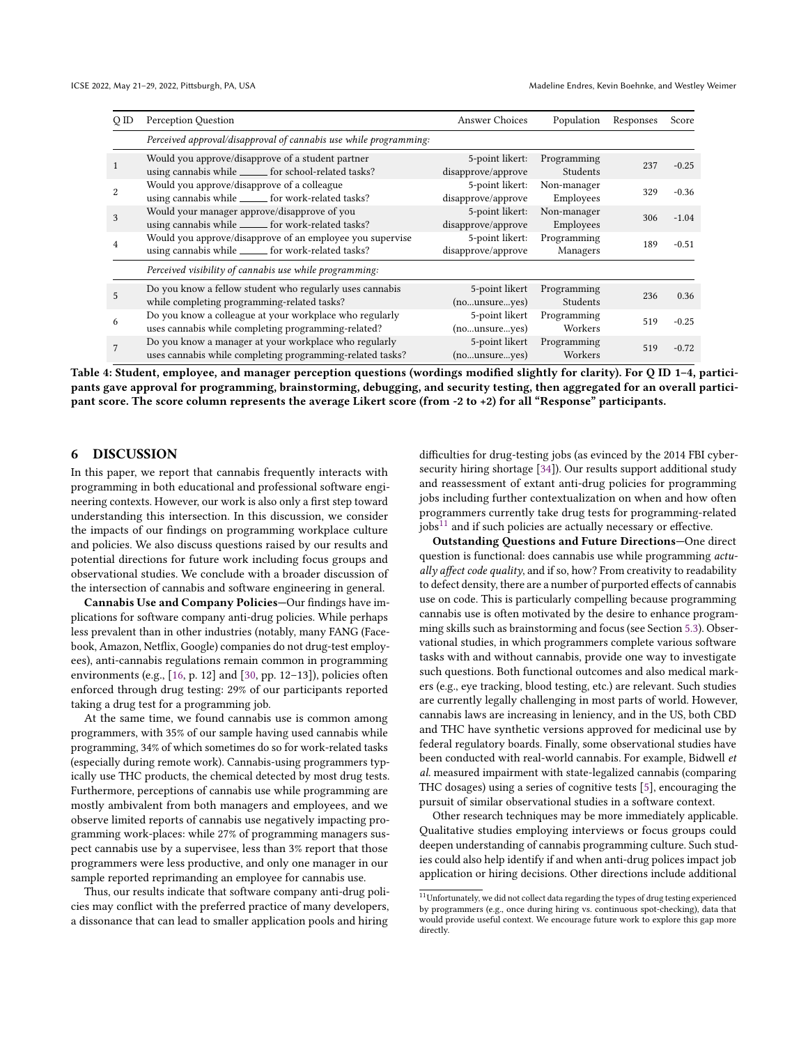| Q ID | Perception Question | Answer Choices | Population | Responses | Score |
|---|---|---|---|---|---|
| | *Perceived approval/disapproval of cannabis use while programming:* | | | | |
| 1 | Would you approve/disapprove of a student partner using cannabis while ______ for school-related tasks? | 5-point likert: disapprove/approve | Programming Students | 237 | -0.25 |
| 2 | Would you approve/disapprove of a colleague using cannabis while ______ for work-related tasks? | 5-point likert: disapprove/approve | Non-manager Employees | 329 | -0.36 |
| 3 | Would your manager approve/disapprove of you using cannabis while ______ for work-related tasks? | 5-point likert: disapprove/approve | Non-manager Employees | 306 | -1.04 |
| 4 | Would you approve/disapprove of an employee you supervise uses cannabis while ______ for work-related tasks? | 5-point likert: disapprove/approve | Programming Managers | 189 | -0.51 |
| | *Perceived visibility of cannabis use while programming:* | | | | |
| 5 | Do you know a fellow student who regularly uses cannabis while completing programming-related tasks? | 5-point likert (no...unsure...yes) | Programming Students | 236 | 0.36 |
| 6 | Do you know a colleague at your workplace who regularly uses cannabis while completing programming-related? | 5-point likert (no...unsure...yes) | Programming Workers | 519 | -0.25 |
| 7 | Do you know a manager at your workplace who regularly uses cannabis while completing programming-related tasks? | 5-point likert (no...unsure...yes) | Programming Workers | 519 | -0.72 |

**Table 4: Student, employee, and manager perception questions (wordings modified slightly for clarity). For Q ID 1–4, participants gave approval for programming, brainstorming, debugging, and security testing, then aggregated for an overall participant score. The score column represents the average Likert score (from -2 to +2) for all "Response" participants.**

## 6 DISCUSSION

In this paper, we report that cannabis frequently interacts with programming in both educational and professional software engineering contexts. However, our work is also only a first step toward understanding this intersection. In this discussion, we consider the impacts of our findings on programming workplace culture and policies. We also discuss questions raised by our results and potential directions for future work including focus groups and observational studies. We conclude with a broader discussion of the intersection of cannabis and software engineering in general.

**Cannabis Use and Company Policies**—Our findings have implications for software company anti-drug policies. While perhaps less prevalent than in other industries (notably, many FANG (Facebook, Amazon, Netflix, Google) companies do not drug-test employees), anti-cannabis regulations remain common in programming environments (e.g., [16, p. 12] and [30, pp. 12–13]), policies often enforced through drug testing: 29% of our participants reported taking a drug test for a programming job.

At the same time, we found cannabis use is common among programmers, with 35% of our sample having used cannabis while programming, 34% of which sometimes do so for work-related tasks (especially during remote work). Cannabis-using programmers typically use THC products, the chemical detected by most drug tests. Furthermore, perceptions of cannabis use while programming are mostly ambivalent from both managers and employees, and we observe limited reports of cannabis use negatively impacting programming work-places: while 27% of programming managers suspect cannabis use by a supervisee, less than 3% report that those programmers were less productive, and only one manager in our sample reported reprimanding an employee for cannabis use.

Thus, our results indicate that software company anti-drug policies may conflict with the preferred practice of many developers, a dissonance that can lead to smaller application pools and hiring difficulties for drug-testing jobs (as evinced by the 2014 FBI cybersecurity hiring shortage [34]). Our results support additional study and reassessment of extant anti-drug policies for programming jobs including further contextualization on when and how often programmers currently take drug tests for programming-related jobs[11] and if such policies are actually necessary or effective.

**Outstanding Questions and Future Directions**—One direct question is functional: does cannabis use while programming *actually affect code quality*, and if so, how? From creativity to readability to defect density, there are a number of purported effects of cannabis use on code. This is particularly compelling because programming cannabis use is often motivated by the desire to enhance programming skills such as brainstorming and focus (see Section 5.3). Observational studies, in which programmers complete various software tasks with and without cannabis, provide one way to investigate such questions. Both functional outcomes and also medical markers (e.g., eye tracking, blood testing, etc.) are relevant. Such studies are currently legally challenging in most parts of world. However, cannabis laws are increasing in leniency, and in the US, both CBD and THC have synthetic versions approved for medicinal use by federal regulatory boards. Finally, some observational studies have been conducted with real-world cannabis. For example, Bidwell *et al.* measured impairment with state-legalized cannabis (comparing THC dosages) using a series of cognitive tests [5], encouraging the pursuit of similar observational studies in a software context.

Other research techniques may be more immediately applicable. Qualitative studies employing interviews or focus groups could deepen understanding of cannabis programming culture. Such studies could also help identify if and when anti-drug polices impact job application or hiring decisions. Other directions include additional

[11] Unfortunately, we did not collect data regarding the types of drug testing experienced by programmers (e.g., once during hiring vs. continuous spot-checking), data that would provide useful context. We encourage future work to explore this gap more directly.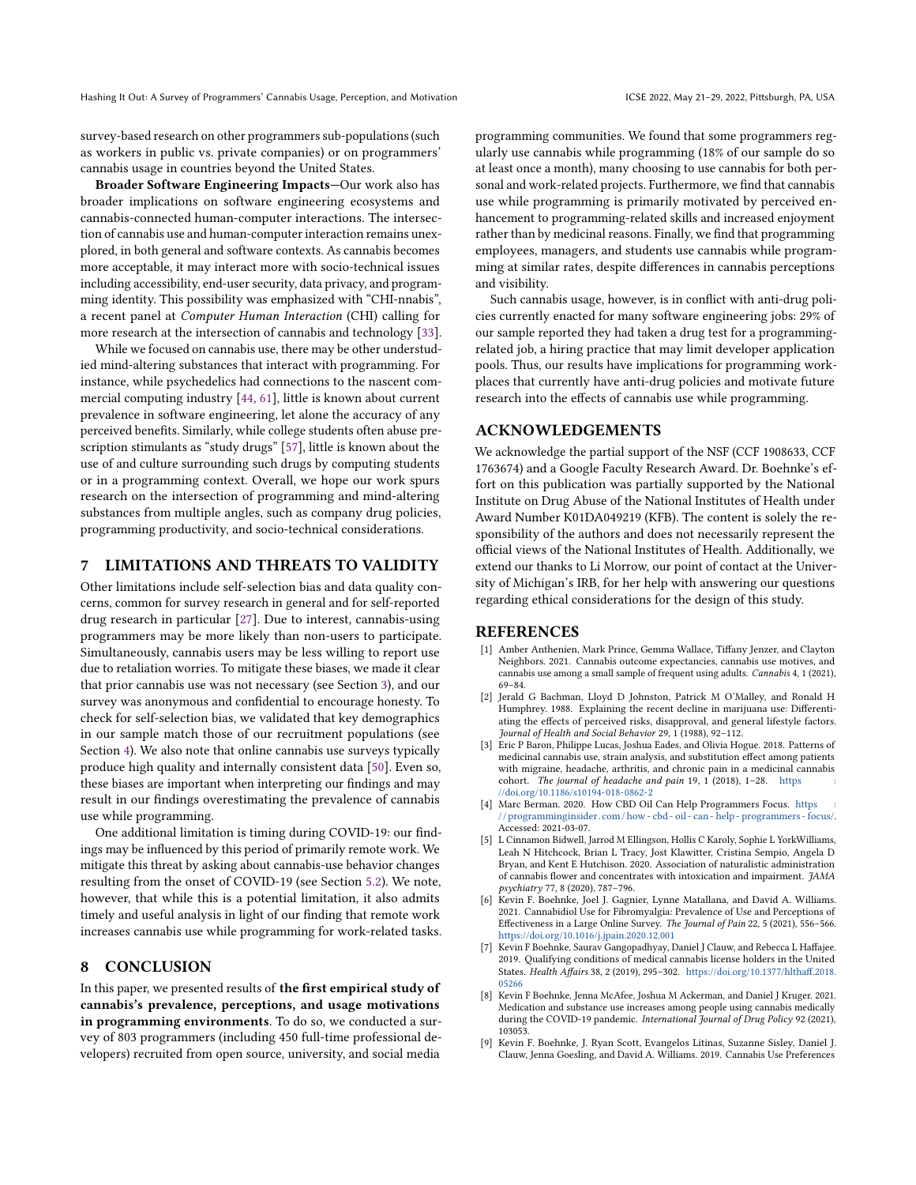survey-based research on other programmers sub-populations (such as workers in public vs. private companies) or on programmers' cannabis usage in countries beyond the United States.

**Broader Software Engineering Impacts**—Our work also has broader implications on software engineering ecosystems and cannabis-connected human-computer interactions. The intersection of cannabis use and human-computer interaction remains unexplored, in both general and software contexts. As cannabis becomes more acceptable, it may interact more with socio-technical issues including accessibility, end-user security, data privacy, and programming identity. This possibility was emphasized with "CHI-nnabis", a recent panel at *Computer Human Interaction* (CHI) calling for more research at the intersection of cannabis and technology [33].

While we focused on cannabis use, there may be other understudied mind-altering substances that interact with programming. For instance, while psychedelics had connections to the nascent commercial computing industry [44, 61], little is known about current prevalence in software engineering, let alone the accuracy of any perceived benefits. Similarly, while college students often abuse prescription stimulants as "study drugs" [57], little is known about the use of and culture surrounding such drugs by computing students or in a programming context. Overall, we hope our work spurs research on the intersection of programming and mind-altering substances from multiple angles, such as company drug policies, programming productivity, and socio-technical considerations.

## 7 LIMITATIONS AND THREATS TO VALIDITY

Other limitations include self-selection bias and data quality concerns, common for survey research in general and for self-reported drug research in particular [27]. Due to interest, cannabis-using programmers may be more likely than non-users to participate. Simultaneously, cannabis users may be less willing to report use due to retaliation worries. To mitigate these biases, we made it clear that prior cannabis use was not necessary (see Section 3), and our survey was anonymous and confidential to encourage honesty. To check for self-selection bias, we validated that key demographics in our sample match those of our recruitment populations (see Section 4). We also note that online cannabis use surveys typically produce high quality and internally consistent data [50]. Even so, these biases are important when interpreting our findings and may result in our findings overestimating the prevalence of cannabis use while programming.

One additional limitation is timing during COVID-19: our findings may be influenced by this period of primarily remote work. We mitigate this threat by asking about cannabis-use behavior changes resulting from the onset of COVID-19 (see Section 5.2). We note, however, that while this is a potential limitation, it also admits timely and useful analysis in light of our finding that remote work increases cannabis use while programming for work-related tasks.

## 8 CONCLUSION

In this paper, we presented results of **the first empirical study of cannabis's prevalence, perceptions, and usage motivations in programming environments**. To do so, we conducted a survey of 803 programmers (including 450 full-time professional developers) recruited from open source, university, and social media programming communities. We found that some programmers regularly use cannabis while programming (18% of our sample do so at least once a month), many choosing to use cannabis for both personal and work-related projects. Furthermore, we find that cannabis use while programming is primarily motivated by perceived enhancement to programming-related skills and increased enjoyment rather than by medicinal reasons. Finally, we find that programming employees, managers, and students use cannabis while programming at similar rates, despite differences in cannabis perceptions and visibility.

Such cannabis usage, however, is in conflict with anti-drug policies currently enacted for many software engineering jobs: 29% of our sample reported they had taken a drug test for a programming-related job, a hiring practice that may limit developer application pools. Thus, our results have implications for programming workplaces that currently have anti-drug policies and motivate future research into the effects of cannabis use while programming.

## ACKNOWLEDGEMENTS

We acknowledge the partial support of the NSF (CCF 1908633, CCF 1763674) and a Google Faculty Research Award. Dr. Boehnke's effort on this publication was partially supported by the National Institute on Drug Abuse of the National Institutes of Health under Award Number K01DA049219 (KFB). The content is solely the responsibility of the authors and does not necessarily represent the official views of the National Institutes of Health. Additionally, we extend our thanks to Li Morrow, our point of contact at the University of Michigan's IRB, for her help with answering our questions regarding ethical considerations for the design of this study.

## REFERENCES

- [1] Amber Anthenien, Mark Prince, Gemma Wallace, Tiffany Jenzer, and Clayton Neighbors. 2021. Cannabis outcome expectancies, cannabis use motives, and cannabis use among a small sample of frequent using adults. *Cannabis* 4, 1 (2021), 69–84.
- [2] Jerald G Bachman, Lloyd D Johnston, Patrick M O'Malley, and Ronald H Humphrey. 1988. Explaining the recent decline in marijuana use: Differentiating the effects of perceived risks, disapproval, and general lifestyle factors. *Journal of Health and Social Behavior* 29, 1 (1988), 92–112.
- [3] Eric P Baron, Philippe Lucas, Joshua Eades, and Olivia Hogue. 2018. Patterns of medicinal cannabis use, strain analysis, and substitution effect among patients with migraine, headache, arthritis, and chronic pain in a medicinal cannabis cohort. *The journal of headache and pain* 19, 1 (2018), 1–28. https://doi.org/10.1186/s10194-018-0862-2
- [4] Marc Berman. 2020. How CBD Oil Can Help Programmers Focus. https://programminginsider.com/how-cbd-oil-can-help-programmers-focus/. Accessed: 2021-03-07.
- [5] L Cinnamon Bidwell, Jarrod M Ellingson, Hollis C Karoly, Sophie L YorkWilliams, Leah N Hitchcock, Brian L Tracy, Jost Klawitter, Cristina Sempio, Angela D Bryan, and Kent E Hutchison. 2020. Association of naturalistic administration of cannabis flower and concentrates with intoxication and impairment. *JAMA psychiatry* 77, 8 (2020), 787–796.
- [6] Kevin F. Boehnke, Joel J. Gagnier, Lynne Matallana, and David A. Williams. 2021. Cannabidiol Use for Fibromyalgia: Prevalence of Use and Perceptions of Effectiveness in a Large Online Survey. *The Journal of Pain* 22, 5 (2021), 556–566. https://doi.org/10.1016/j.jpain.2020.12.001
- [7] Kevin F Boehnke, Saurav Gangopadhyay, Daniel J Clauw, and Rebecca L Haffajee. 2019. Qualifying conditions of medical cannabis license holders in the United States. *Health Affairs* 38, 2 (2019), 295–302. https://doi.org/10.1377/hlthaff.2018.05266
- [8] Kevin F Boehnke, Jenna McAfee, Joshua M Ackerman, and Daniel J Kruger. 2021. Medication and substance use increases among people using cannabis medically during the COVID-19 pandemic. *International Journal of Drug Policy* 92 (2021), 103053.
- [9] Kevin F. Boehnke, J. Ryan Scott, Evangelos Litinas, Suzanne Sisley, Daniel J. Clauw, Jenna Goesling, and David A. Williams. 2019. Cannabis Use Preferences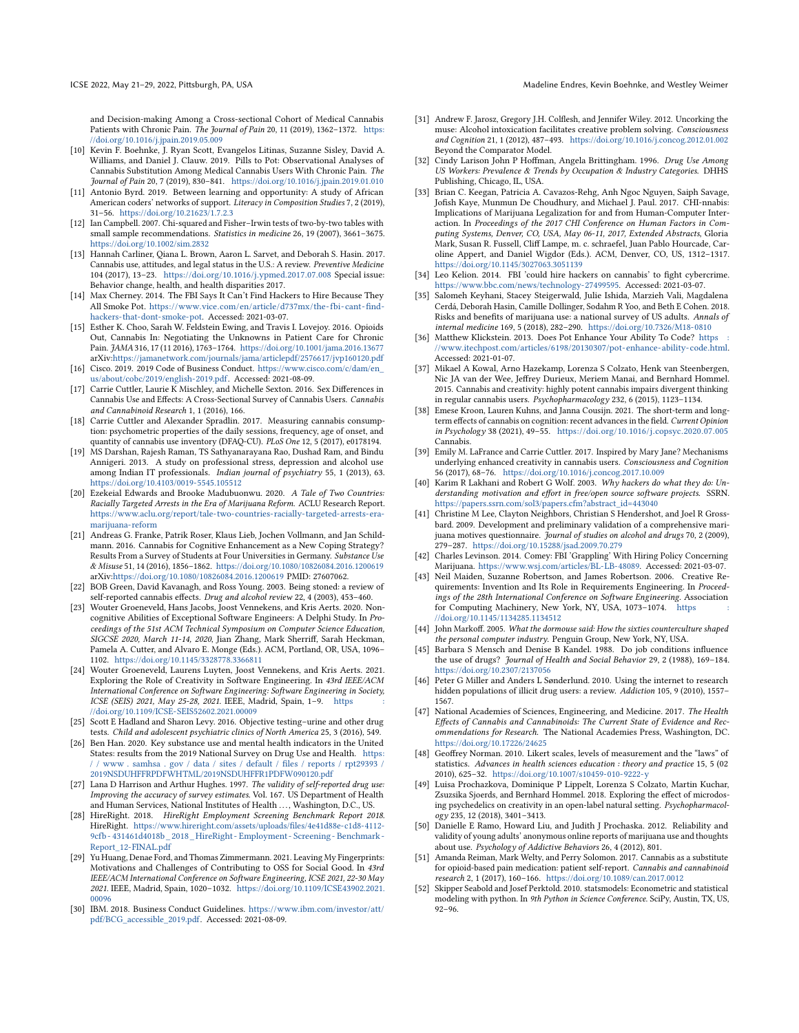and Decision-making Among a Cross-sectional Cohort of Medical Cannabis Patients with Chronic Pain. *The Journal of Pain* 20, 11 (2019), 1362–1372. https://doi.org/10.1016/j.jpain.2019.05.009

[10] Kevin F. Boehnke, J. Ryan Scott, Evangelos Litinas, Suzanne Sisley, David A. Williams, and Daniel J. Clauw. 2019. Pills to Pot: Observational Analyses of Cannabis Substitution Among Medical Cannabis Users With Chronic Pain. *The Journal of Pain* 20, 7 (2019), 830–841. https://doi.org/10.1016/j.jpain.2019.01.010

[11] Antonio Byrd. 2019. Between learning and opportunity: A study of African American coders' networks of support. *Literacy in Composition Studies* 7, 2 (2019), 31–56. https://doi.org/10.21623/1.7.2.3

[12] Ian Campbell. 2007. Chi-squared and Fisher–Irwin tests of two-by-two tables with small sample recommendations. *Statistics in medicine* 26, 19 (2007), 3661–3675. https://doi.org/10.1002/sim.2832

[13] Hannah Carliner, Qiana L. Brown, Aaron L. Sarvet, and Deborah S. Hasin. 2017. Cannabis use, attitudes, and legal status in the U.S.: A review. *Preventive Medicine* 104 (2017), 13–23. https://doi.org/10.1016/j.ypmed.2017.07.008 Special issue: Behavior change, health, and health disparities 2017.

[14] Max Cherney. 2014. The FBI Says It Can't Find Hackers to Hire Because They All Smoke Pot. https://www.vice.com/en/article/d737mx/the-fbi-cant-find-hackers-that-dont-smoke-pot. Accessed: 2021-03-07.

[15] Esther K. Choo, Sarah W. Feldstein Ewing, and Travis I. Lovejoy. 2016. Opioids Out, Cannabis In: Negotiating the Unknowns in Patient Care for Chronic Pain. *JAMA* 316, 17 (11 2016), 1763–1764. https://doi.org/10.1001/jama.2016.13677 arXiv:https://jamanetwork.com/journals/jama/articlepdf/2576617/jvp160120.pdf

[16] Cisco. 2019. 2019 Code of Business Conduct. https://www.cisco.com/c/dam/en_us/about/cobc/2019/english-2019.pdf. Accessed: 2021-08-09.

[17] Carrie Cuttler, Laurie K Mischley, and Michelle Sexton. 2016. Sex Differences in Cannabis Use and Effects: A Cross-Sectional Survey of Cannabis Users. *Cannabis and Cannabinoid Research* 1, 1 (2016), 166.

[18] Carrie Cuttler and Alexander Spradlin. 2017. Measuring cannabis consumption: psychometric properties of the daily sessions, frequency, age of onset, and quantity of cannabis use inventory (DFAQ-CU). *PLoS One* 12, 5 (2017), e0178194.

[19] MS Darshan, Rajesh Raman, TS Sathyanarayana Rao, Dushad Ram, and Bindu Annigeri. 2013. A study on professional stress, depression and alcohol use among Indian IT professionals. *Indian journal of psychiatry* 55, 1 (2013), 63. https://doi.org/10.4103/0019-5545.105512

[20] Ezekeial Edwards and Brooke Madubuonwu. 2020. *A Tale of Two Countries: Racially Targeted Arrests in the Era of Marijuana Reform.* ACLU Research Report. https://www.aclu.org/report/tale-two-countries-racially-targeted-arrests-era-marijuana-reform

[21] Andreas G. Franke, Patrik Roser, Klaus Lieb, Jochen Vollmann, and Jan Schildmann. 2016. Cannabis for Cognitive Enhancement as a New Coping Strategy? Results From a Survey of Students at Four Universities in Germany. *Substance Use & Misuse* 51, 14 (2016), 1856–1862. https://doi.org/10.1080/10826084.2016.1200619 arXiv:https://doi.org/10.1080/10826084.2016.1200619 PMID: 27607062.

[22] BOB Green, David Kavanagh, and Ross Young. 2003. Being stoned: a review of self-reported cannabis effects. *Drug and alcohol review* 22, 4 (2003), 453–460.

[23] Wouter Groeneveld, Hans Jacobs, Joost Vennekens, and Kris Aerts. 2020. Non-cognitive Abilities of Exceptional Software Engineers: A Delphi Study. In *Proceedings of the 51st ACM Technical Symposium on Computer Science Education, SIGCSE 2020, March 11-14, 2020*, Jian Zhang, Mark Sherriff, Sarah Heckman, Pamela A. Cutter, and Alvaro E. Monge (Eds.). ACM, Portland, OR, USA, 1096–1102. https://doi.org/10.1145/3328778.3366811

[24] Wouter Groeneveld, Laurens Luyten, Joost Vennekens, and Kris Aerts. 2021. Exploring the Role of Creativity in Software Engineering. In *43rd IEEE/ACM International Conference on Software Engineering: Software Engineering in Society, ICSE (SEIS) 2021, May 25-28, 2021.* IEEE, Madrid, Spain, 1–9. https://doi.org/10.1109/ICSE-SEIS52602.2021.00009

[25] Scott E Hadland and Sharon Levy. 2016. Objective testing–urine and other drug tests. *Child and adolescent psychiatric clinics of North America* 25, 3 (2016), 549.

[26] Ben Han. 2020. Key substance use and mental health indicators in the United States: results from the 2019 National Survey on Drug Use and Health. https://www.samhsa.gov/data/sites/default/files/reports/rpt29393/2019NSDUHFFRPDFWHTML/2019NSDUHFFR1PDFW090120.pdf

[27] Lana D Harrison and Arthur Hughes. 1997. *The validity of self-reported drug use: Improving the accuracy of survey estimates.* Vol. 167. US Department of Health and Human Services, National Institutes of Health ..., Washington, D.C., US.

[28] HireRight. 2018. *HireRight Employment Screening Benchmark Report 2018.* HireRight. https://www.hireright.com/assets/uploads/files/4e41d88e-c1d8-4112-9cfb-431461d4018b_2018_HireRight-Employment-Screening-Benchmark-Report_12-FINAL.pdf

[29] Yu Huang, Denae Ford, and Thomas Zimmermann. 2021. Leaving My Fingerprints: Motivations and Challenges of Contributing to OSS for Social Good. In *43rd IEEE/ACM International Conference on Software Engineering, ICSE 2021, 22-30 May 2021.* IEEE, Madrid, Spain, 1020–1032. https://doi.org/10.1109/ICSE43902.2021.00096

[30] IBM. 2018. Business Conduct Guidelines. https://www.ibm.com/investor/att/pdf/BCG_accessible_2019.pdf. Accessed: 2021-08-09.

[31] Andrew F. Jarosz, Gregory J.H. Colflesh, and Jennifer Wiley. 2012. Uncorking the muse: Alcohol intoxication facilitates creative problem solving. *Consciousness and Cognition* 21, 1 (2012), 487–493. https://doi.org/10.1016/j.concog.2012.01.002 Beyond the Comparator Model.

[32] Cindy Larison John P Hoffman, Angela Brittingham. 1996. *Drug Use Among US Workers: Prevalence & Trends by Occupation & Industry Categories.* DHHS Publishing, Chicago, IL, USA.

[33] Brian C. Keegan, Patricia A. Cavazos-Rehg, Anh Ngoc Nguyen, Saiph Savage, Jofish Kaye, Munmun De Choudhury, and Michael J. Paul. 2017. CHI-nnabis: Implications of Marijuana Legalization for and from Human-Computer Interaction. In *Proceedings of the 2017 CHI Conference on Human Factors in Computing Systems, Denver, CO, USA, May 06-11, 2017, Extended Abstracts*, Gloria Mark, Susan R. Fussell, Cliff Lampe, m. c. schraefel, Juan Pablo Hourcade, Caroline Appert, and Daniel Wigdor (Eds.). ACM, Denver, CO, US, 1312–1317. https://doi.org/10.1145/3027063.3051139

[34] Leo Kelion. 2014. FBI 'could hire hackers on cannabis' to fight cybercrime. https://www.bbc.com/news/technology-27499595. Accessed: 2021-03-07.

[35] Salomeh Keyhani, Stacey Steigerwald, Julie Ishida, Marzieh Vali, Magdalena Cerdá, Deborah Hasin, Camille Dollinger, Sodahm R Yoo, and Beth E Cohen. 2018. Risks and benefits of marijuana use: a national survey of US adults. *Annals of internal medicine* 169, 5 (2018), 282–290. https://doi.org/10.7326/M18-0810

[36] Matthew Klickstein. 2013. Does Pot Enhance Your Ability To Code? https://www.itechpost.com/articles/6198/20130307/pot-enhance-ability-code.html. Accessed: 2021-01-07.

[37] Mikael A Kowal, Arno Hazekamp, Lorenza S Colzato, Henk van Steenbergen, Nic JA van der Wee, Jeffrey Durieux, Meriem Manai, and Bernhard Hommel. 2015. Cannabis and creativity: highly potent cannabis impairs divergent thinking in regular cannabis users. *Psychopharmacology* 232, 6 (2015), 1123–1134.

[38] Emese Kroon, Lauren Kuhns, and Janna Cousijn. 2021. The short-term and long-term effects of cannabis on cognition: recent advances in the field. *Current Opinion in Psychology* 38 (2021), 49–55. https://doi.org/10.1016/j.copsyc.2020.07.005 Cannabis.

[39] Emily M. LaFrance and Carrie Cuttler. 2017. Inspired by Mary Jane? Mechanisms underlying enhanced creativity in cannabis users. *Consciousness and Cognition* 56 (2017), 68–76. https://doi.org/10.1016/j.concog.2017.10.009

[40] Karim R Lakhani and Robert G Wolf. 2003. *Why hackers do what they do: Understanding motivation and effort in free/open source software projects.* SSRN. https://papers.ssrn.com/sol3/papers.cfm?abstract_id=443040

[41] Christine M Lee, Clayton Neighbors, Christian S Hendershot, and Joel R Grossbard. 2009. Development and preliminary validation of a comprehensive marijuana motives questionnaire. *Journal of studies on alcohol and drugs* 70, 2 (2009), 279–287. https://doi.org/10.15288/jsad.2009.70.279

[42] Charles Levinson. 2014. Comey: FBI 'Grappling' With Hiring Policy Concerning Marijuana. https://www.wsj.com/articles/BL-LB-48089. Accessed: 2021-03-07.

[43] Neil Maiden, Suzanne Robertson, and James Robertson. 2006. Creative Requirements: Invention and Its Role in Requirements Engineering. In *Proceedings of the 28th International Conference on Software Engineering.* Association for Computing Machinery, New York, NY, USA, 1073–1074. https://doi.org/10.1145/1134285.1134512

[44] John Markoff. 2005. *What the dormouse said: How the sixties counterculture shaped the personal computer industry.* Penguin Group, New York, NY, USA.

[45] Barbara S Mensch and Denise B Kandel. 1988. Do job conditions influence the use of drugs? *Journal of Health and Social Behavior* 29, 2 (1988), 169–184. https://doi.org/10.2307/2137056

[46] Peter G Miller and Anders L Sønderlund. 2010. Using the internet to research hidden populations of illicit drug users: a review. *Addiction* 105, 9 (2010), 1557–1567.

[47] National Academies of Sciences, Engineering, and Medicine. 2017. *The Health Effects of Cannabis and Cannabinoids: The Current State of Evidence and Recommendations for Research.* The National Academies Press, Washington, DC. https://doi.org/10.17226/24625

[48] Geoffrey Norman. 2010. Likert scales, levels of measurement and the "laws" of statistics. *Advances in health sciences education : theory and practice* 15, 5 (02 2010), 625–32. https://doi.org/10.1007/s10459-010-9222-y

[49] Luisa Prochazkova, Dominique P Lippelt, Lorenza S Colzato, Martin Kuchar, Zsuzsika Sjoerds, and Bernhard Hommel. 2018. Exploring the effect of microdosing psychedelics on creativity in an open-label natural setting. *Psychopharmacology* 235, 12 (2018), 3401–3413.

[50] Danielle E Ramo, Howard Liu, and Judith J Prochaska. 2012. Reliability and validity of young adults' anonymous online reports of marijuana use and thoughts about use. *Psychology of Addictive Behaviors* 26, 4 (2012), 801.

[51] Amanda Reiman, Mark Welty, and Perry Solomon. 2017. Cannabis as a substitute for opioid-based pain medication: patient self-report. *Cannabis and cannabinoid research* 2, 1 (2017), 160–166. https://doi.org/10.1089/can.2017.0012

[52] Skipper Seabold and Josef Perktold. 2010. statsmodels: Econometric and statistical modeling with python. In *9th Python in Science Conference.* SciPy, Austin, TX, US, 92–96.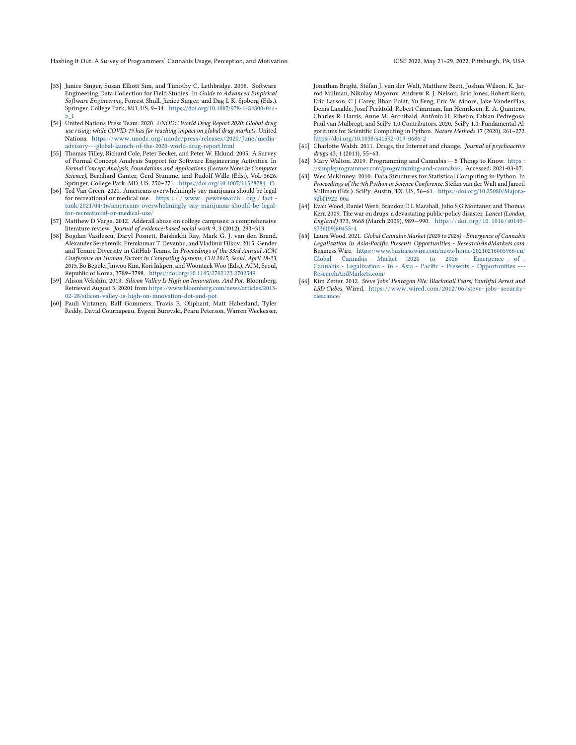[53] Janice Singer, Susan Elliott Sim, and Timothy C. Lethbridge. 2008. Software Engineering Data Collection for Field Studies. In *Guide to Advanced Empirical Software Engineering*, Forrest Shull, Janice Singer, and Dag I. K. Sjøberg (Eds.). Springer, College Park, MD, US, 9–34. https://doi.org/10.1007/978-1-84800-044-5_1

[54] United Nations Press Team. 2020. *UNODC World Drug Report 2020: Global drug use rising; while COVID-19 has far reaching impact on global drug markets.* United Nations. https://www.unodc.org/unodc/press/releases/2020/June/media-advisory---global-launch-of-the-2020-world-drug-report.html

[55] Thomas Tilley, Richard Cole, Peter Becker, and Peter W. Eklund. 2005. A Survey of Formal Concept Analysis Support for Software Engineering Activities. In *Formal Concept Analysis, Foundations and Applications (Lecture Notes in Computer Science)*, Bernhard Ganter, Gerd Stumme, and Rudolf Wille (Eds.), Vol. 3626. Springer, College Park, MD, US, 250–271. https://doi.org/10.1007/11528784_13

[56] Ted Van Green. 2021. Americans overwhelmingly say marijuana should be legal for recreational or medical use. https://www.pewresearch.org/fact-tank/2021/04/16/americans-overwhelmingly-say-marijuana-should-be-legal-for-recreational-or-medical-use/

[57] Matthew D Varga. 2012. Adderall abuse on college campuses: a comprehensive literature review. *Journal of evidence-based social work* 9, 3 (2012), 293–313.

[58] Bogdan Vasilescu, Daryl Posnett, Baishakhi Ray, Mark G. J. van den Brand, Alexander Serebrenik, Premkumar T. Devanbu, and Vladimir Filkov. 2015. Gender and Tenure Diversity in GitHub Teams. In *Proceedings of the 33rd Annual ACM Conference on Human Factors in Computing Systems, CHI 2015, Seoul, April 18-23, 2015*, Bo Begole, Jinwoo Kim, Kori Inkpen, and Woontack Woo (Eds.). ACM, Seoul, Republic of Korea, 3789–3798. https://doi.org/10.1145/2702123.2702549

[59] Alison Vekshin. 2013. *Silicon Valley Is High on Innovation. And Pot.* Bloomberg. Retrieved August 3, 20201 from https://www.bloomberg.com/news/articles/2013-02-28/silicon-valley-is-high-on-innovation-dot-and-pot

[60] Pauli Virtanen, Ralf Gommers, Travis E. Oliphant, Matt Haberland, Tyler Reddy, David Cournapeau, Evgeni Burovski, Pearu Peterson, Warren Weckesser, Jonathan Bright, Stéfan J. van der Walt, Matthew Brett, Joshua Wilson, K. Jarrod Millman, Nikolay Mayorov, Andrew R. J. Nelson, Eric Jones, Robert Kern, Eric Larson, C J Carey, İlhan Polat, Yu Feng, Eric W. Moore, Jake VanderPlas, Denis Laxalde, Josef Perktold, Robert Cimrman, Ian Henriksen, E. A. Quintero, Charles R. Harris, Anne M. Archibald, Antônio H. Ribeiro, Fabian Pedregosa, Paul van Mulbregt, and SciPy 1.0 Contributors. 2020. SciPy 1.0: Fundamental Algorithms for Scientific Computing in Python. *Nature Methods* 17 (2020), 261–272. https://doi.org/10.1038/s41592-019-0686-2

[61] Charlotte Walsh. 2011. Drugs, the Internet and change. *Journal of psychoactive drugs* 43, 1 (2011), 55–63.

[62] Mary Walton. 2019. Programming and Cannabis — 5 Things to Know. https://simpleprogrammer.com/programming-and-cannabis/. Accessed: 2021-03-07.

[63] Wes McKinney. 2010. Data Structures for Statistical Computing in Python. In *Proceedings of the 9th Python in Science Conference*, Stéfan van der Walt and Jarrod Millman (Eds.). SciPy, Austin, TX, US, 56–61. https://doi.org/10.25080/Majora-92bf1922-00a

[64] Evan Wood, Daniel Werb, Brandon D L Marshall, Julio S G Montaner, and Thomas Kerr. 2009. The war on drugs: a devastating public-policy disaster. *Lancet (London, England)* 373, 9668 (March 2009), 989—990. https://doi.org/10.1016/s0140-6736(09)60455-4

[65] Laura Wood. 2021. *Global Cannabis Market (2020 to 2026) - Emergence of Cannabis Legalization in Asia-Pacific Presents Opportunities - ResearchAndMarkets.com.* Business Wire. https://www.businesswire.com/news/home/20210216005966/en/Global-Cannabis-Market-2020-to-2026---Emergence-of-Cannabis-Legalization-in-Asia-Pacific-Presents-Opportunities---ResearchAndMarkets.com/

[66] Kim Zetter. 2012. *Steve Jobs' Pentagon File: Blackmail Fears, Youthful Arrest and LSD Cubes.* Wired. https://www.wired.com/2012/06/steve-jobs-security-clearance/